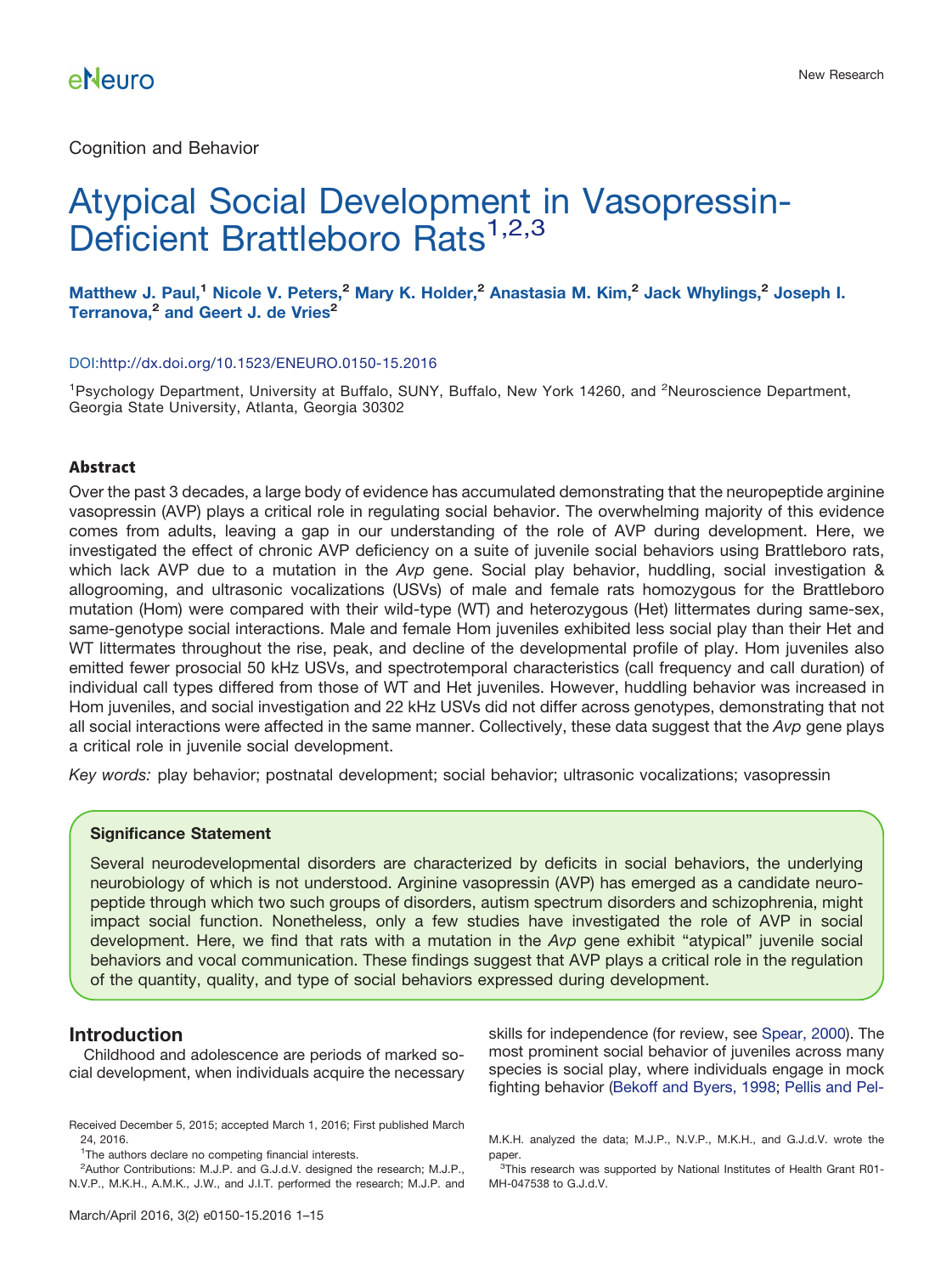Cognition and Behavior

# Atypical Social Development in Vasopressin-Deficient Brattleboro Rats[1,2,3]

**Matthew J. Paul,[1] Nicole V. Peters,[2] Mary K. Holder,[2] Anastasia M. Kim,[2] Jack Whylings,[2] Joseph I. Terranova,[2] and Geert J. de Vries[2]**

DOI:http://dx.doi.org/10.1523/ENEURO.0150-15.2016

[1]Psychology Department, University at Buffalo, SUNY, Buffalo, New York 14260, and [2]Neuroscience Department, Georgia State University, Atlanta, Georgia 30302

### Abstract

Over the past 3 decades, a large body of evidence has accumulated demonstrating that the neuropeptide arginine vasopressin (AVP) plays a critical role in regulating social behavior. The overwhelming majority of this evidence comes from adults, leaving a gap in our understanding of the role of AVP during development. Here, we investigated the effect of chronic AVP deficiency on a suite of juvenile social behaviors using Brattleboro rats, which lack AVP due to a mutation in the *Avp* gene. Social play behavior, huddling, social investigation & allogrooming, and ultrasonic vocalizations (USVs) of male and female rats homozygous for the Brattleboro mutation (Hom) were compared with their wild-type (WT) and heterozygous (Het) littermates during same-sex, same-genotype social interactions. Male and female Hom juveniles exhibited less social play than their Het and WT littermates throughout the rise, peak, and decline of the developmental profile of play. Hom juveniles also emitted fewer prosocial 50 kHz USVs, and spectrotemporal characteristics (call frequency and call duration) of individual call types differed from those of WT and Het juveniles. However, huddling behavior was increased in Hom juveniles, and social investigation and 22 kHz USVs did not differ across genotypes, demonstrating that not all social interactions were affected in the same manner. Collectively, these data suggest that the *Avp* gene plays a critical role in juvenile social development.

*Key words:* play behavior; postnatal development; social behavior; ultrasonic vocalizations; vasopressin

### Significance Statement

Several neurodevelopmental disorders are characterized by deficits in social behaviors, the underlying neurobiology of which is not understood. Arginine vasopressin (AVP) has emerged as a candidate neuropeptide through which two such groups of disorders, autism spectrum disorders and schizophrenia, might impact social function. Nonetheless, only a few studies have investigated the role of AVP in social development. Here, we find that rats with a mutation in the *Avp* gene exhibit "atypical" juvenile social behaviors and vocal communication. These findings suggest that AVP plays a critical role in the regulation of the quantity, quality, and type of social behaviors expressed during development.

## Introduction

Childhood and adolescence are periods of marked social development, when individuals acquire the necessary skills for independence (for review, see Spear, 2000). The most prominent social behavior of juveniles across many species is social play, where individuals engage in mock fighting behavior (Bekoff and Byers, 1998; Pellis and Pel-

Received December 5, 2015; accepted March 1, 2016; First published March 24, 2016.

[1]The authors declare no competing financial interests.

[2]Author Contributions: M.J.P. and G.J.d.V. designed the research; M.J.P., N.V.P., M.K.H., A.M.K., J.W., and J.I.T. performed the research; M.J.P. and M.K.H. analyzed the data; M.J.P., N.V.P., M.K.H., and G.J.d.V. wrote the paper.

[3]This research was supported by National Institutes of Health Grant R01-MH-047538 to G.J.d.V.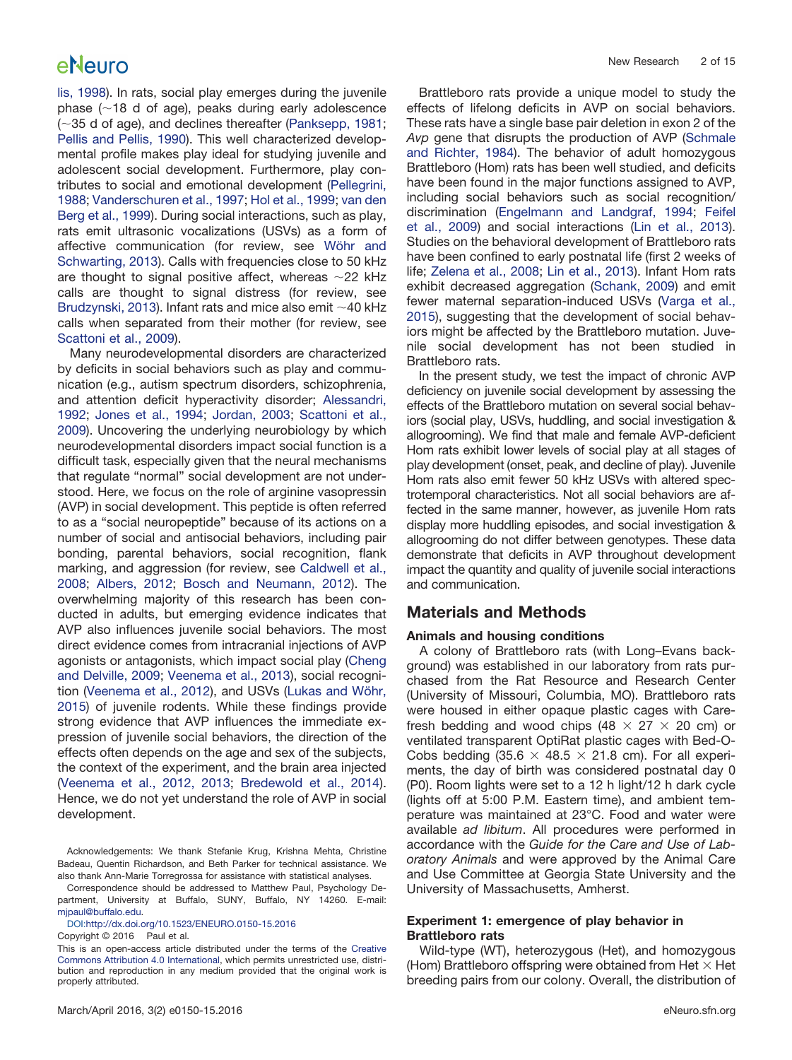lis, 1998). In rats, social play emerges during the juvenile phase (~18 d of age), peaks during early adolescence (~35 d of age), and declines thereafter (Panksepp, 1981; Pellis and Pellis, 1990). This well characterized developmental profile makes play ideal for studying juvenile and adolescent social development. Furthermore, play contributes to social and emotional development (Pellegrini, 1988; Vanderschuren et al., 1997; Hol et al., 1999; van den Berg et al., 1999). During social interactions, such as play, rats emit ultrasonic vocalizations (USVs) as a form of affective communication (for review, see Wöhr and Schwarting, 2013). Calls with frequencies close to 50 kHz are thought to signal positive affect, whereas ~22 kHz calls are thought to signal distress (for review, see Brudzynski, 2013). Infant rats and mice also emit ~40 kHz calls when separated from their mother (for review, see Scattoni et al., 2009).

Many neurodevelopmental disorders are characterized by deficits in social behaviors such as play and communication (e.g., autism spectrum disorders, schizophrenia, and attention deficit hyperactivity disorder; Alessandri, 1992; Jones et al., 1994; Jordan, 2003; Scattoni et al., 2009). Uncovering the underlying neurobiology by which neurodevelopmental disorders impact social function is a difficult task, especially given that the neural mechanisms that regulate "normal" social development are not understood. Here, we focus on the role of arginine vasopressin (AVP) in social development. This peptide is often referred to as a "social neuropeptide" because of its actions on a number of social and antisocial behaviors, including pair bonding, parental behaviors, social recognition, flank marking, and aggression (for review, see Caldwell et al., 2008; Albers, 2012; Bosch and Neumann, 2012). The overwhelming majority of this research has been conducted in adults, but emerging evidence indicates that AVP also influences juvenile social behaviors. The most direct evidence comes from intracranial injections of AVP agonists or antagonists, which impact social play (Cheng and Delville, 2009; Veenema et al., 2013), social recognition (Veenema et al., 2012), and USVs (Lukas and Wöhr, 2015) of juvenile rodents. While these findings provide strong evidence that AVP influences the immediate expression of juvenile social behaviors, the direction of the effects often depends on the age and sex of the subjects, the context of the experiment, and the brain area injected (Veenema et al., 2012, 2013; Bredewold et al., 2014). Hence, we do not yet understand the role of AVP in social development.

Brattleboro rats provide a unique model to study the effects of lifelong deficits in AVP on social behaviors. These rats have a single base pair deletion in exon 2 of the *Avp* gene that disrupts the production of AVP (Schmale and Richter, 1984). The behavior of adult homozygous Brattleboro (Hom) rats has been well studied, and deficits have been found in the major functions assigned to AVP, including social behaviors such as social recognition/discrimination (Engelmann and Landgraf, 1994; Feifel et al., 2009) and social interactions (Lin et al., 2013). Studies on the behavioral development of Brattleboro rats have been confined to early postnatal life (first 2 weeks of life; Zelena et al., 2008; Lin et al., 2013). Infant Hom rats exhibit decreased aggregation (Schank, 2009) and emit fewer maternal separation-induced USVs (Varga et al., 2015), suggesting that the development of social behaviors might be affected by the Brattleboro mutation. Juvenile social development has not been studied in Brattleboro rats.

In the present study, we test the impact of chronic AVP deficiency on juvenile social development by assessing the effects of the Brattleboro mutation on several social behaviors (social play, USVs, huddling, and social investigation & allogrooming). We find that male and female AVP-deficient Hom rats exhibit lower levels of social play at all stages of play development (onset, peak, and decline of play). Juvenile Hom rats also emit fewer 50 kHz USVs with altered spectrotemporal characteristics. Not all social behaviors are affected in the same manner, however, as juvenile Hom rats display more huddling episodes, and social investigation & allogrooming do not differ between genotypes. These data demonstrate that deficits in AVP throughout development impact the quantity and quality of juvenile social interactions and communication.

## Materials and Methods

### Animals and housing conditions

A colony of Brattleboro rats (with Long–Evans background) was established in our laboratory from rats purchased from the Rat Resource and Research Center (University of Missouri, Columbia, MO). Brattleboro rats were housed in either opaque plastic cages with Carefresh bedding and wood chips (48 × 27 × 20 cm) or ventilated transparent OptiRat plastic cages with Bed-O-Cobs bedding (35.6 × 48.5 × 21.8 cm). For all experiments, the day of birth was considered postnatal day 0 (P0). Room lights were set to a 12 h light/12 h dark cycle (lights off at 5:00 P.M. Eastern time), and ambient temperature was maintained at 23°C. Food and water were available *ad libitum*. All procedures were performed in accordance with the *Guide for the Care and Use of Laboratory Animals* and were approved by the Animal Care and Use Committee at Georgia State University and the University of Massachusetts, Amherst.

### Experiment 1: emergence of play behavior in Brattleboro rats

Wild-type (WT), heterozygous (Het), and homozygous (Hom) Brattleboro offspring were obtained from Het × Het breeding pairs from our colony. Overall, the distribution of

Acknowledgements: We thank Stefanie Krug, Krishna Mehta, Christine Badeau, Quentin Richardson, and Beth Parker for technical assistance. We also thank Ann-Marie Torregrossa for assistance with statistical analyses.

Correspondence should be addressed to Matthew Paul, Psychology Department, University at Buffalo, SUNY, Buffalo, NY 14260. E-mail: mjpaul@buffalo.edu.

DOI:http://dx.doi.org/10.1523/ENEURO.0150-15.2016

Copyright © 2016 Paul et al.

This is an open-access article distributed under the terms of the Creative Commons Attribution 4.0 International, which permits unrestricted use, distribution and reproduction in any medium provided that the original work is properly attributed.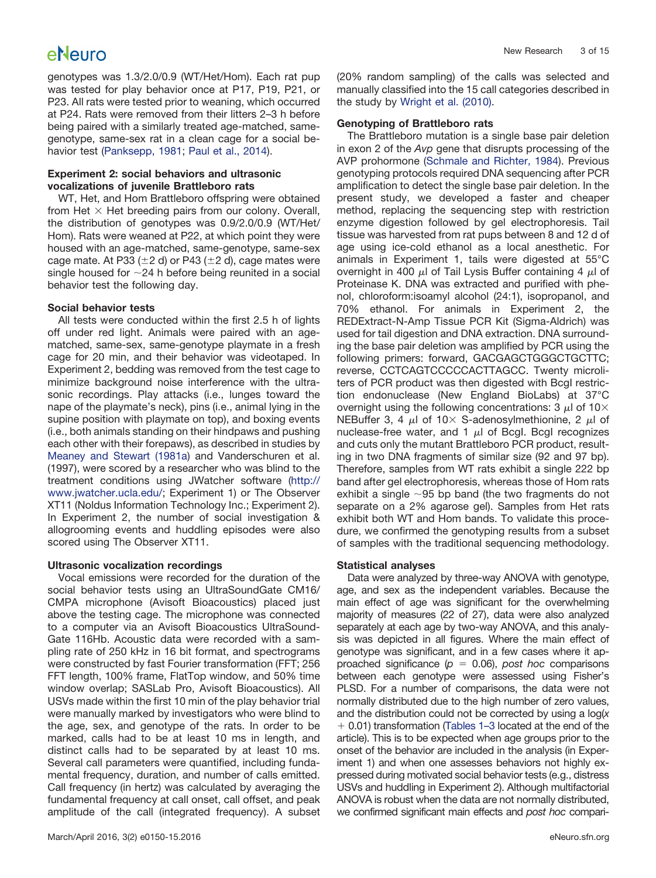genotypes was 1.3/2.0/0.9 (WT/Het/Hom). Each rat pup was tested for play behavior once at P17, P19, P21, or P23. All rats were tested prior to weaning, which occurred at P24. Rats were removed from their litters 2–3 h before being paired with a similarly treated age-matched, same-genotype, same-sex rat in a clean cage for a social behavior test (Panksepp, 1981; Paul et al., 2014).

### Experiment 2: social behaviors and ultrasonic vocalizations of juvenile Brattleboro rats

WT, Het, and Hom Brattleboro offspring were obtained from Het × Het breeding pairs from our colony. Overall, the distribution of genotypes was 0.9/2.0/0.9 (WT/Het/Hom). Rats were weaned at P22, at which point they were housed with an age-matched, same-genotype, same-sex cage mate. At P33 (±2 d) or P43 (±2 d), cage mates were single housed for ~24 h before being reunited in a social behavior test the following day.

### Social behavior tests

All tests were conducted within the first 2.5 h of lights off under red light. Animals were paired with an age-matched, same-sex, same-genotype playmate in a fresh cage for 20 min, and their behavior was videotaped. In Experiment 2, bedding was removed from the test cage to minimize background noise interference with the ultrasonic recordings. Play attacks (i.e., lunges toward the nape of the playmate's neck), pins (i.e., animal lying in the supine position with playmate on top), and boxing events (i.e., both animals standing on their hindpaws and pushing each other with their forepaws), as described in studies by Meaney and Stewart (1981a) and Vanderschuren et al. (1997), were scored by a researcher who was blind to the treatment conditions using JWatcher software (http://www.jwatcher.ucla.edu/; Experiment 1) or The Observer XT11 (Noldus Information Technology Inc.; Experiment 2). In Experiment 2, the number of social investigation & allogrooming events and huddling episodes were also scored using The Observer XT11.

### Ultrasonic vocalization recordings

Vocal emissions were recorded for the duration of the social behavior tests using an UltraSoundGate CM16/CMPA microphone (Avisoft Bioacoustics) placed just above the testing cage. The microphone was connected to a computer via an Avisoft Bioacoustics UltraSoundGate 116Hb. Acoustic data were recorded with a sampling rate of 250 kHz in 16 bit format, and spectrograms were constructed by fast Fourier transformation (FFT; 256 FFT length, 100% frame, FlatTop window, and 50% time window overlap; SASLab Pro, Avisoft Bioacoustics). All USVs made within the first 10 min of the play behavior trial were manually marked by investigators who were blind to the age, sex, and genotype of the rats. In order to be marked, calls had to be at least 10 ms in length, and distinct calls had to be separated by at least 10 ms. Several call parameters were quantified, including fundamental frequency, duration, and number of calls emitted. Call frequency (in hertz) was calculated by averaging the fundamental frequency at call onset, call offset, and peak amplitude of the call (integrated frequency). A subset (20% random sampling) of the calls was selected and manually classified into the 15 call categories described in the study by Wright et al. (2010).

### Genotyping of Brattleboro rats

The Brattleboro mutation is a single base pair deletion in exon 2 of the *Avp* gene that disrupts processing of the AVP prohormone (Schmale and Richter, 1984). Previous genotyping protocols required DNA sequencing after PCR amplification to detect the single base pair deletion. In the present study, we developed a faster and cheaper method, replacing the sequencing step with restriction enzyme digestion followed by gel electrophoresis. Tail tissue was harvested from rat pups between 8 and 12 d of age using ice-cold ethanol as a local anesthetic. For animals in Experiment 1, tails were digested at 55°C overnight in 400 μl of Tail Lysis Buffer containing 4 μl of Proteinase K. DNA was extracted and purified with phenol, chloroform:isoamyl alcohol (24:1), isopropanol, and 70% ethanol. For animals in Experiment 2, the REDExtract-N-Amp Tissue PCR Kit (Sigma-Aldrich) was used for tail digestion and DNA extraction. DNA surrounding the base pair deletion was amplified by PCR using the following primers: forward, GACGAGCTGGGCTGCTTC; reverse, CCTCAGTCCCCCACTTAGCC. Twenty microliters of PCR product was then digested with BcgI restriction endonuclease (New England BioLabs) at 37°C overnight using the following concentrations: 3 μl of 10× NEBuffer 3, 4 μl of 10× S-adenosylmethionine, 2 μl of nuclease-free water, and 1 μl of BcgI. BcgI recognizes and cuts only the mutant Brattleboro PCR product, resulting in two DNA fragments of similar size (92 and 97 bp). Therefore, samples from WT rats exhibit a single 222 bp band after gel electrophoresis, whereas those of Hom rats exhibit a single ~95 bp band (the two fragments do not separate on a 2% agarose gel). Samples from Het rats exhibit both WT and Hom bands. To validate this procedure, we confirmed the genotyping results from a subset of samples with the traditional sequencing methodology.

### Statistical analyses

Data were analyzed by three-way ANOVA with genotype, age, and sex as the independent variables. Because the main effect of age was significant for the overwhelming majority of measures (22 of 27), data were also analyzed separately at each age by two-way ANOVA, and this analysis was depicted in all figures. Where the main effect of genotype was significant, and in a few cases where it approached significance ($p = 0.06$), *post hoc* comparisons between each genotype were assessed using Fisher's PLSD. For a number of comparisons, the data were not normally distributed due to the high number of zero values, and the distribution could not be corrected by using a log($x + 0.01$) transformation (Tables 1–3 located at the end of the article). This is to be expected when age groups prior to the onset of the behavior are included in the analysis (in Experiment 1) and when one assesses behaviors not highly expressed during motivated social behavior tests (e.g., distress USVs and huddling in Experiment 2). Although multifactorial ANOVA is robust when the data are not normally distributed, we confirmed significant main effects and *post hoc* compari-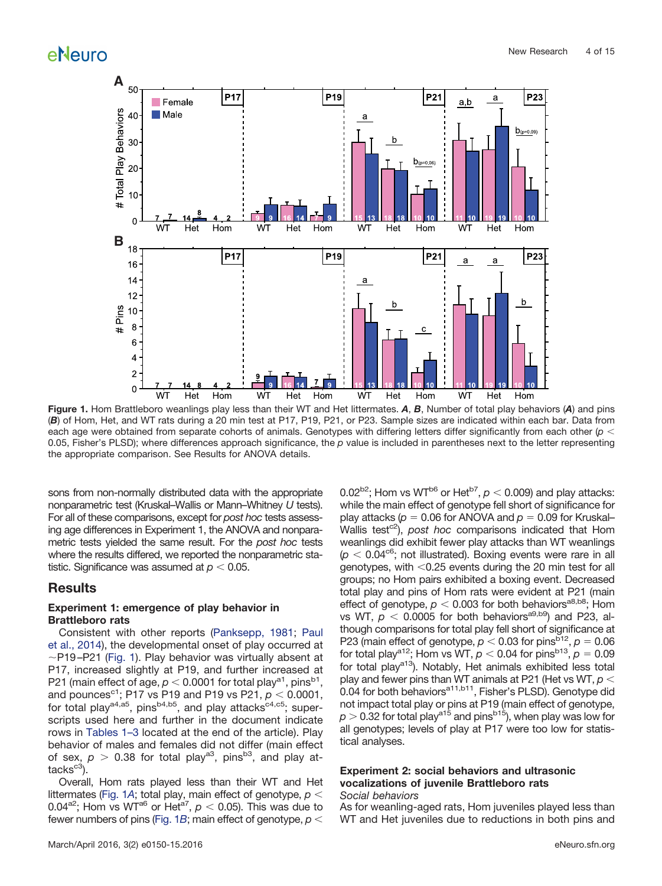A

Female
Male

P17 P19 P21 P23

# Total Play Behaviors

50
40
30
20
10
0

a
b
b(p=0.06)
a,b
a
b(p=0.09)

7 7 14 8 4 2
9 9 16 14 7 9
15 13 18 18 10 10
11 10 19 19 10 10

WT Het Hom WT Het Hom WT Het Hom WT Het Hom

B

P17 P19 P21 P23

# Pins

18
16
14
12
10
8
6
4
2
0

a
b
c
a
a
b

7 7 14 8 4 2
9 9 16 14 7 9
15 13 18 18 10 10
11 10 19 19 10 10

WT Het Hom WT Het Hom WT Het Hom WT Het Hom

**Figure 1.** Hom Brattleboro weanlings play less than their WT and Het littermates. ***A***, ***B***, Number of total play behaviors (***A***) and pins (***B***) of Hom, Het, and WT rats during a 20 min test at P17, P19, P21, or P23. Sample sizes are indicated within each bar. Data from each age were obtained from separate cohorts of animals. Genotypes with differing letters differ significantly from each other ($p < 0.05$, Fisher's PLSD); where differences approach significance, the $p$ value is included in parentheses next to the letter representing the appropriate comparison. See Results for ANOVA details.

sons from non-normally distributed data with the appropriate nonparametric test (Kruskal–Wallis or Mann–Whitney $U$ tests). For all of these comparisons, except for *post hoc* tests assessing age differences in Experiment 1, the ANOVA and nonparametric tests yielded the same result. For the *post hoc* tests where the results differed, we reported the nonparametric statistic. Significance was assumed at $p < 0.05$.

## Results

### Experiment 1: emergence of play behavior in Brattleboro rats

Consistent with other reports (Panksepp, 1981; Paul et al., 2014), the developmental onset of play occurred at ~P19–P21 (Fig. 1). Play behavior was virtually absent at P17, increased slightly at P19, and further increased at P21 (main effect of age, $p < 0.0001$ for total play[a1], pins[b1], and pounces[c1]; P17 vs P19 and P19 vs P21, $p < 0.0001$, for total play[a4,a5], pins[b4,b5], and play attacks[c4,c5]; superscripts used here and further in the document indicate rows in Tables 1–3 located at the end of the article). Play behavior of males and females did not differ (main effect of sex, $p > 0.38$ for total play[a3], pins[b3], and play attacks[c3]).

Overall, Hom rats played less than their WT and Het littermates (Fig. 1*A*; total play, main effect of genotype, $p < 0.04$[a2]; Hom vs WT[a6] or Het[a7], $p < 0.05$). This was due to fewer numbers of pins (Fig. 1*B*; main effect of genotype, $p < 0.02$[b2]; Hom vs WT[b6] or Het[b7], $p < 0.009$) and play attacks: while the main effect of genotype fell short of significance for play attacks ($p = 0.06$ for ANOVA and $p = 0.09$ for Kruskal–Wallis test[c2]), *post hoc* comparisons indicated that Hom weanlings did exhibit fewer play attacks than WT weanlings ($p < 0.04$[c6]; not illustrated). Boxing events were rare in all genotypes, with <0.25 events during the 20 min test for all groups; no Hom pairs exhibited a boxing event. Decreased total play and pins of Hom rats were evident at P21 (main effect of genotype, $p < 0.003$ for both behaviors[a8,b8]; Hom vs WT, $p < 0.0005$ for both behaviors[a9,b9]) and P23, although comparisons for total play fell short of significance at P23 (main effect of genotype, $p < 0.03$ for pins[b12], $p = 0.06$ for total play[a12]; Hom vs WT, $p < 0.04$ for pins[b13], $p = 0.09$ for total play[a13]). Notably, Het animals exhibited less total play and fewer pins than WT animals at P21 (Het vs WT, $p < 0.04$ for both behaviors[a11,b11], Fisher's PLSD). Genotype did not impact total play or pins at P19 (main effect of genotype, $p > 0.32$ for total play[a15] and pins[b15]), when play was low for all genotypes; levels of play at P17 were too low for statistical analyses.

### Experiment 2: social behaviors and ultrasonic vocalizations of juvenile Brattleboro rats

*Social behaviors*

As for weanling-aged rats, Hom juveniles played less than WT and Het juveniles due to reductions in both pins and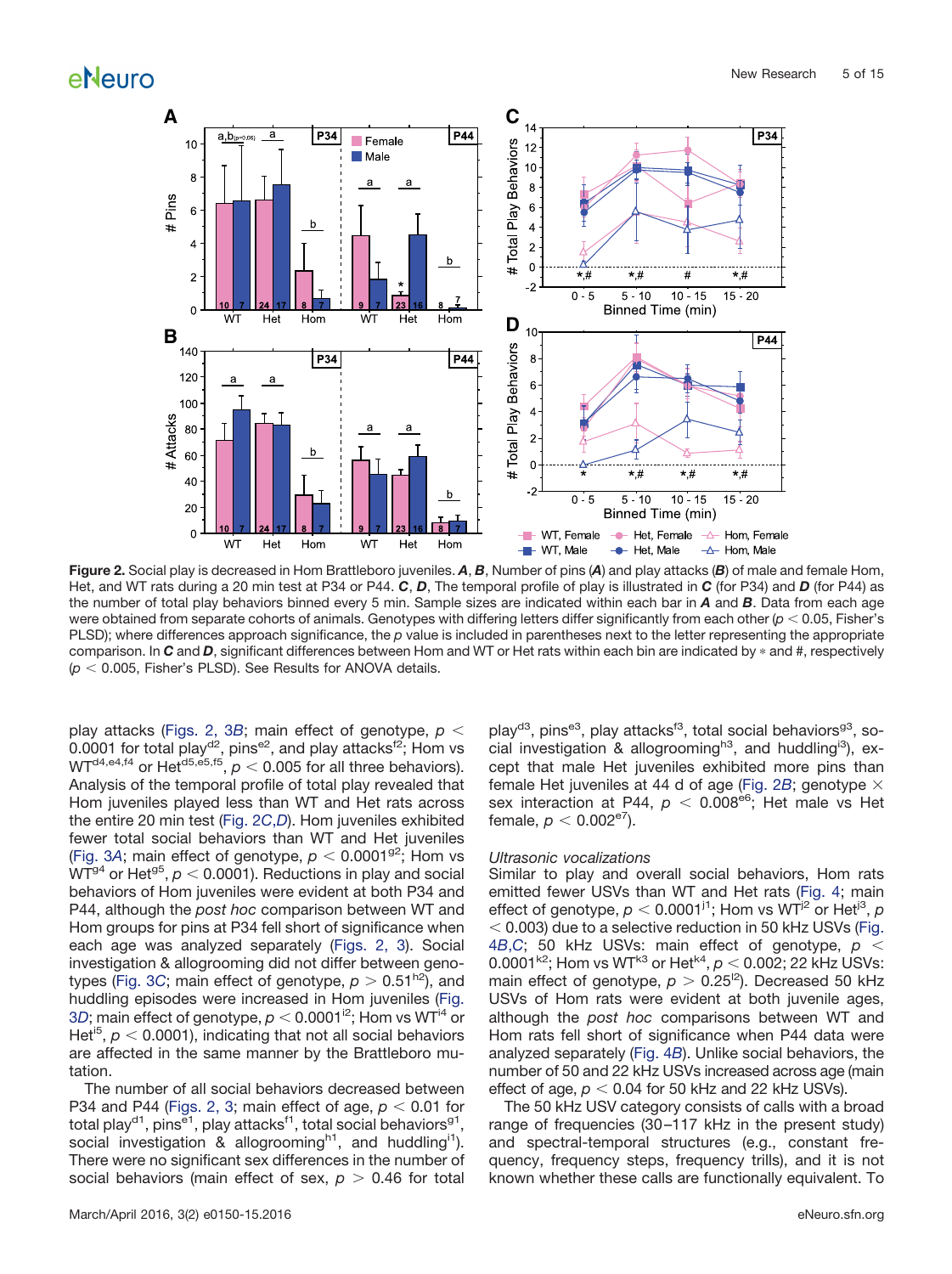A

P34

P44

Female

Male

a,b(p=0.06)

a

a

a

b

b

# Pins

10 7 24 17 8 7 9 7 23 16 8 7

WT Het Hom WT Het Hom

B

P34

P44

a a b a a b

# Attacks

10 7 24 17 8 7 9 7 23 16 8 7

WT Het Hom WT Het Hom

C

P34

# Total Play Behaviors

*,# *,# # *,#

0 - 5 5 - 10 10 - 15 15 - 20

Binned Time (min)

D

P44

# Total Play Behaviors

* *,# *,# *,#

0 - 5 5 - 10 10 - 15 15 - 20

Binned Time (min)

WT, Female Het, Female Hom, Female

WT, Male Het, Male Hom, Male

**Figure 2.** Social play is decreased in Hom Brattleboro juveniles. ***A***, ***B***, Number of pins (***A***) and play attacks (***B***) of male and female Hom, Het, and WT rats during a 20 min test at P34 or P44. ***C***, ***D***, The temporal profile of play is illustrated in ***C*** (for P34) and ***D*** (for P44) as the number of total play behaviors binned every 5 min. Sample sizes are indicated within each bar in ***A*** and ***B***. Data from each age were obtained from separate cohorts of animals. Genotypes with differing letters differ significantly from each other ($p < 0.05$, Fisher's PLSD); where differences approach significance, the $p$ value is included in parentheses next to the letter representing the appropriate comparison. In ***C*** and ***D***, significant differences between Hom and WT or Het rats within each bin are indicated by * and #, respectively ($p < 0.005$, Fisher's PLSD). See Results for ANOVA details.

play attacks (Figs. 2, 3*B*; main effect of genotype, $p < 0.0001$ for total play[d2], pins[e2], and play attacks[f2]; Hom vs WT[d4,e4,f4] or Het[d5,e5,f5], $p < 0.005$ for all three behaviors). Analysis of the temporal profile of total play revealed that Hom juveniles played less than WT and Het rats across the entire 20 min test (Fig. 2*C*,*D*). Hom juveniles exhibited fewer total social behaviors than WT and Het juveniles (Fig. 3*A*; main effect of genotype, $p < 0.0001$[g2]; Hom vs WT[g4] or Het[g5], $p < 0.0001$). Reductions in play and social behaviors of Hom juveniles were evident at both P34 and P44, although the *post hoc* comparison between WT and Hom groups for pins at P34 fell short of significance when each age was analyzed separately (Figs. 2, 3). Social investigation & allogrooming did not differ between genotypes (Fig. 3*C*; main effect of genotype, $p > 0.51$[h2]), and huddling episodes were increased in Hom juveniles (Fig. 3*D*; main effect of genotype, $p < 0.0001$[i2]; Hom vs WT[i4] or Het[i5], $p < 0.0001$), indicating that not all social behaviors are affected in the same manner by the Brattleboro mutation.

The number of all social behaviors decreased between P34 and P44 (Figs. 2, 3; main effect of age, $p < 0.01$ for total play[d1], pins[e1], play attacks[f1], total social behaviors[g1], social investigation & allogrooming[h1], and huddling[i1]). There were no significant sex differences in the number of social behaviors (main effect of sex, $p > 0.46$ for total play[d3], pins[e3], play attacks[f3], total social behaviors[g3], social investigation & allogrooming[h3], and huddling[i3]), except that male Het juveniles exhibited more pins than female Het juveniles at 44 d of age (Fig. 2*B*; genotype × sex interaction at P44, $p < 0.008$[e6]; Het male vs Het female, $p < 0.002$[e7]).

*Ultrasonic vocalizations*

Similar to play and overall social behaviors, Hom rats emitted fewer USVs than WT and Het rats (Fig. 4; main effect of genotype, $p < 0.0001$[j1]; Hom vs WT[j2] or Het[j3], $p < 0.003$) due to a selective reduction in 50 kHz USVs (Fig. 4*B*,*C*; 50 kHz USVs: main effect of genotype, $p < 0.0001$[k2]; Hom vs WT[k3] or Het[k4], $p < 0.002$; 22 kHz USVs: main effect of genotype, $p > 0.25$[l2]). Decreased 50 kHz USVs of Hom rats were evident at both juvenile ages, although the *post hoc* comparisons between WT and Hom rats fell short of significance when P44 data were analyzed separately (Fig. 4*B*). Unlike social behaviors, the number of 50 and 22 kHz USVs increased across age (main effect of age, $p < 0.04$ for 50 kHz and 22 kHz USVs).

The 50 kHz USV category consists of calls with a broad range of frequencies (30–117 kHz in the present study) and spectral-temporal structures (e.g., constant frequency, frequency steps, frequency trills), and it is not known whether these calls are functionally equivalent. To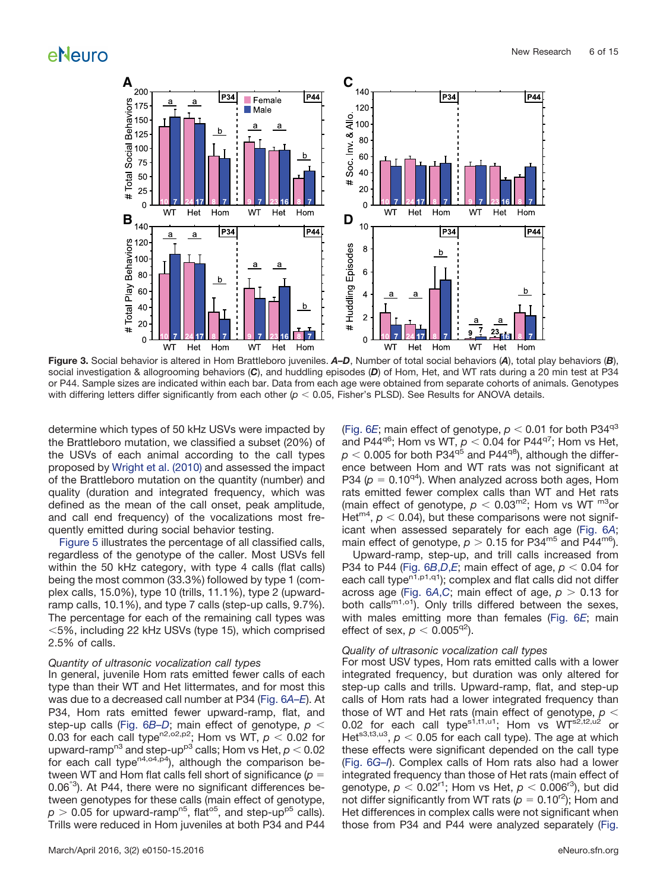A
200
175
150
125
100
75
50
25
0
# Total Social Behaviors
P34
P44
Female
Male
a a b a a b
10 7 24 17 8 7 9 7 23 16 8 7
WT Het Hom WT Het Hom

B
140
120
100
80
60
40
20
0
# Total Play Behaviors
P34
P44
a a b a a b
10 7 24 17 8 7 9 7 23 16 8 7
WT Het Hom WT Het Hom

C
140
120
100
80
60
40
20
0
# Soc. Inv. & Allo.
P34
P44
10 7 24 17 8 7 9 7 23 16 8 7
WT Het Hom WT Het Hom

D
10
8
6
4
2
0
# Huddling Episodes
P34
P44
a a b a a b
10 7 24 17 8 7 9 7 23 16 8 7
WT Het Hom WT Het Hom

**Figure 3.** Social behavior is altered in Hom Brattleboro juveniles. ***A–D***, Number of total social behaviors (***A***), total play behaviors (***B***), social investigation & allogrooming behaviors (***C***), and huddling episodes (***D***) of Hom, Het, and WT rats during a 20 min test at P34 or P44. Sample sizes are indicated within each bar. Data from each age were obtained from separate cohorts of animals. Genotypes with differing letters differ significantly from each other ($p < 0.05$, Fisher's PLSD). See Results for ANOVA details.

determine which types of 50 kHz USVs were impacted by the Brattleboro mutation, we classified a subset (20%) of the USVs of each animal according to the call types proposed by Wright et al. (2010) and assessed the impact of the Brattleboro mutation on the quantity (number) and quality (duration and integrated frequency, which was defined as the mean of the call onset, peak amplitude, and call end frequency) of the vocalizations most frequently emitted during social behavior testing.

Figure 5 illustrates the percentage of all classified calls, regardless of the genotype of the caller. Most USVs fell within the 50 kHz category, with type 4 calls (flat calls) being the most common (33.3%) followed by type 1 (complex calls, 15.0%), type 10 (trills, 11.1%), type 2 (upward-ramp calls, 10.1%), and type 7 calls (step-up calls, 9.7%). The percentage for each of the remaining call types was <5%, including 22 kHz USVs (type 15), which comprised 2.5% of calls.

*Quantity of ultrasonic vocalization call types*

In general, juvenile Hom rats emitted fewer calls of each type than their WT and Het littermates, and for most this was due to a decreased call number at P34 (Fig. 6*A–E*). At P34, Hom rats emitted fewer upward-ramp, flat, and step-up calls (Fig. 6*B–D*; main effect of genotype, $p < 0.03$ for each call type[n2,o2,p2]; Hom vs WT, $p < 0.02$ for upward-ramp[n3] and step-up[p3] calls; Hom vs Het, $p < 0.02$ for each call type[n4,o4,p4]), although the comparison between WT and Hom flat calls fell short of significance ($p = 0.06$[o3]). At P44, there were no significant differences between genotypes for these calls (main effect of genotype, $p > 0.05$ for upward-ramp[n5], flat[o5], and step-up[p5] calls). Trills were reduced in Hom juveniles at both P34 and P44 (Fig. 6*E*; main effect of genotype, $p < 0.01$ for both P34[q3] and P44[q6]; Hom vs WT, $p < 0.04$ for P44[q7]; Hom vs Het, $p < 0.005$ for both P34[q5] and P44[q8]), although the difference between Hom and WT rats was not significant at P34 ($p = 0.10$[q4]). When analyzed across both ages, Hom rats emitted fewer complex calls than WT and Het rats (main effect of genotype, $p < 0.03$[m2]; Hom vs WT [m3]or Het[m4], $p < 0.04$), but these comparisons were not significant when assessed separately for each age (Fig. 6*A*; main effect of genotype, $p > 0.15$ for P34[m5] and P44[m6]).

Upward-ramp, step-up, and trill calls increased from P34 to P44 (Fig. 6*B*,*D*,*E*; main effect of age, $p < 0.04$ for each call type[n1,p1,q1]); complex and flat calls did not differ across age (Fig. 6*A*,*C*; main effect of age, $p > 0.13$ for both calls[m1,o1]). Only trills differed between the sexes, with males emitting more than females (Fig. 6*E*; main effect of sex, $p < 0.005$[q2]).

*Quality of ultrasonic vocalization call types*

For most USV types, Hom rats emitted calls with a lower integrated frequency, but duration was only altered for step-up calls and trills. Upward-ramp, flat, and step-up calls of Hom rats had a lower integrated frequency than those of WT and Het rats (main effect of genotype, $p < 0.02$ for each call type[s1,t1,u1]; Hom vs WT[s2,t2,u2] or Het[s3,t3,u3], $p < 0.05$ for each call type). The age at which these effects were significant depended on the call type (Fig. 6*G–I*). Complex calls of Hom rats also had a lower integrated frequency than those of Het rats (main effect of genotype, $p < 0.02$[r1]; Hom vs Het, $p < 0.006$[r3]), but did not differ significantly from WT rats ($p = 0.10$[r2]); Hom and Het differences in complex calls were not significant when those from P34 and P44 were analyzed separately (Fig.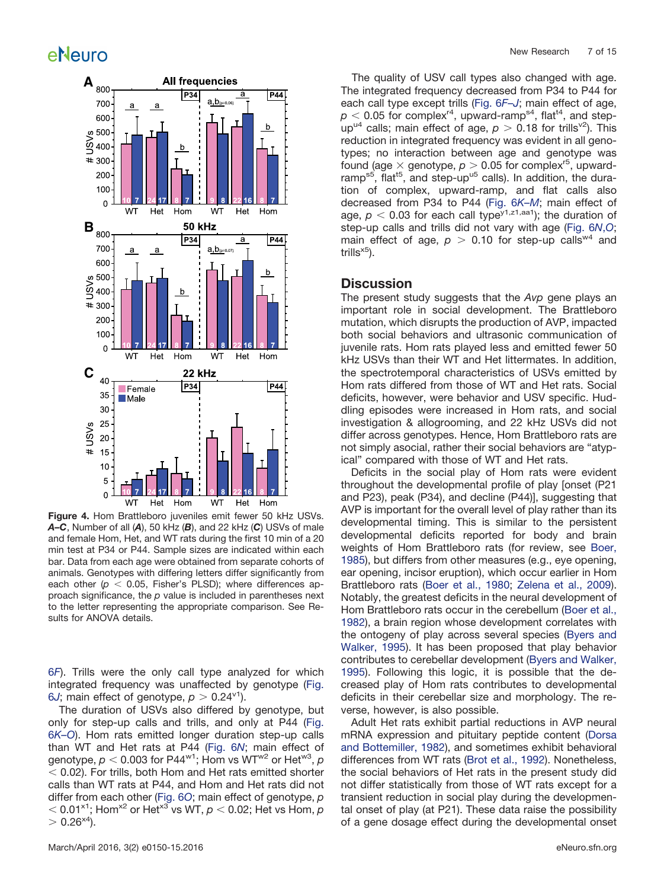A All frequencies

800
700
600
500
400
300
200
100
0

# USVs

P34 P44

a a b a,b(p=0.06) a b

10 7 24 17 8 7 9 8 22 16 8 7

WT Het Hom WT Het Hom

B 50 kHz

800
700
600
500
400
300
200
100
0

# USVs

P34 P44

a a b a,b(p=0.07) a b

10 7 24 17 8 7 9 8 22 16 8 7

WT Het Hom WT Het Hom

C 22 kHz

40
35
30
25
20
15
10
5
0

# USVs

Female
Male

P34 P44

10 7 24 17 8 7 9 8 22 16 8 7

WT Het Hom WT Het Hom

**Figure 4.** Hom Brattleboro juveniles emit fewer 50 kHz USVs. ***A–C***, Number of all (***A***), 50 kHz (***B***), and 22 kHz (***C***) USVs of male and female Hom, Het, and WT rats during the first 10 min of a 20 min test at P34 or P44. Sample sizes are indicated within each bar. Data from each age were obtained from separate cohorts of animals. Genotypes with differing letters differ significantly from each other ($p < 0.05$, Fisher's PLSD); where differences approach significance, the $p$ value is included in parentheses next to the letter representing the appropriate comparison. See Results for ANOVA details.

6F). Trills were the only call type analyzed for which integrated frequency was unaffected by genotype (Fig. 6J; main effect of genotype, $p > 0.24$[v1]).

The duration of USVs also differed by genotype, but only for step-up calls and trills, and only at P44 (Fig. 6K–O). Hom rats emitted longer duration step-up calls than WT and Het rats at P44 (Fig. 6N; main effect of genotype, $p < 0.003$ for P44[w1]; Hom vs WT[w2] or Het[w3], $p < 0.02$). For trills, both Hom and Het rats emitted shorter calls than WT rats at P44, and Hom and Het rats did not differ from each other (Fig. 6O; main effect of genotype, $p < 0.01$[x1]; Hom[x2] or Het[x3] vs WT, $p < 0.02$; Het vs Hom, $p > 0.26$[x4]).

The quality of USV call types also changed with age. The integrated frequency decreased from P34 to P44 for each call type except trills (Fig. 6F–J; main effect of age, $p < 0.05$ for complex[r4], upward-ramp[s4], flat[t4], and step-up[u4] calls; main effect of age, $p > 0.18$ for trills[v2]). This reduction in integrated frequency was evident in all genotypes; no interaction between age and genotype was found (age × genotype, $p > 0.05$ for complex[r5], upward-ramp[s5], flat[t5], and step-up[u5] calls). In addition, the duration of complex, upward-ramp, and flat calls also decreased from P34 to P44 (Fig. 6K–M; main effect of age, $p < 0.03$ for each call type[y1,z1,aa1]); the duration of step-up calls and trills did not vary with age (Fig. 6N,O; main effect of age, $p > 0.10$ for step-up calls[w4] and trills[x5]).

## Discussion

The present study suggests that the *Avp* gene plays an important role in social development. The Brattleboro mutation, which disrupts the production of AVP, impacted both social behaviors and ultrasonic communication of juvenile rats. Hom rats played less and emitted fewer 50 kHz USVs than their WT and Het littermates. In addition, the spectrotemporal characteristics of USVs emitted by Hom rats differed from those of WT and Het rats. Social deficits, however, were behavior and USV specific. Huddling episodes were increased in Hom rats, and social investigation & allogrooming, and 22 kHz USVs did not differ across genotypes. Hence, Hom Brattleboro rats are not simply asocial, rather their social behaviors are "atypical" compared with those of WT and Het rats.

Deficits in the social play of Hom rats were evident throughout the developmental profile of play [onset (P21 and P23), peak (P34), and decline (P44)], suggesting that AVP is important for the overall level of play rather than its developmental timing. This is similar to the persistent developmental deficits reported for body and brain weights of Hom Brattleboro rats (for review, see Boer, 1985), but differs from other measures (e.g., eye opening, ear opening, incisor eruption), which occur earlier in Hom Brattleboro rats (Boer et al., 1980; Zelena et al., 2009). Notably, the greatest deficits in the neural development of Hom Brattleboro rats occur in the cerebellum (Boer et al., 1982), a brain region whose development correlates with the ontogeny of play across several species (Byers and Walker, 1995). It has been proposed that play behavior contributes to cerebellar development (Byers and Walker, 1995). Following this logic, it is possible that the decreased play of Hom rats contributes to developmental deficits in their cerebellar size and morphology. The reverse, however, is also possible.

Adult Het rats exhibit partial reductions in AVP neural mRNA expression and pituitary peptide content (Dorsa and Bottemiller, 1982), and sometimes exhibit behavioral differences from WT rats (Brot et al., 1992). Nonetheless, the social behaviors of Het rats in the present study did not differ statistically from those of WT rats except for a transient reduction in social play during the developmental onset of play (at P21). These data raise the possibility of a gene dosage effect during the developmental onset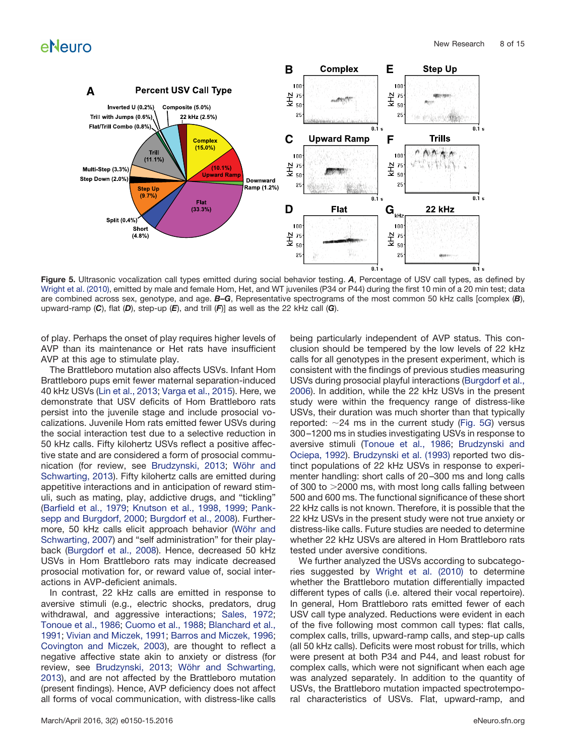A

Percent USV Call Type

Inverted U (0.2%)
Composite (5.0%)
Trill with Jumps (0.6%)
22 kHz (2.5%)
Flat/Trill Combo (0.8%)
Complex (15.0%)
Trill (11.1%)
(10.1%) Upward Ramp
Multi-Step (3.3%)
Step Down (2.0%)
Downward Ramp (1.2%)
Step Up (9.7%)
Flat (33.3%)
Split (0.4%)
Short (4.8%)

B Complex

C Upward Ramp

D Flat

E Step Up

F Trills

G 22 kHz

kHz
100
75
50
25
0.1 s

**Figure 5.** Ultrasonic vocalization call types emitted during social behavior testing. ***A***, Percentage of USV call types, as defined by Wright et al. (2010), emitted by male and female Hom, Het, and WT juveniles (P34 or P44) during the first 10 min of a 20 min test; data are combined across sex, genotype, and age. ***B–G***, Representative spectrograms of the most common 50 kHz calls [complex (***B***), upward-ramp (***C***), flat (***D***), step-up (***E***), and trill (***F***)] as well as the 22 kHz call (***G***).

of play. Perhaps the onset of play requires higher levels of AVP than its maintenance or Het rats have insufficient AVP at this age to stimulate play.

The Brattleboro mutation also affects USVs. Infant Hom Brattleboro pups emit fewer maternal separation-induced 40 kHz USVs (Lin et al., 2013; Varga et al., 2015). Here, we demonstrate that USV deficits of Hom Brattleboro rats persist into the juvenile stage and include prosocial vocalizations. Juvenile Hom rats emitted fewer USVs during the social interaction test due to a selective reduction in 50 kHz calls. Fifty kilohertz USVs reflect a positive affective state and are considered a form of prosocial communication (for review, see Brudzynski, 2013; Wöhr and Schwarting, 2013). Fifty kilohertz calls are emitted during appetitive interactions and in anticipation of reward stimuli, such as mating, play, addictive drugs, and "tickling" (Barfield et al., 1979; Knutson et al., 1998, 1999; Panksepp and Burgdorf, 2000; Burgdorf et al., 2008). Furthermore, 50 kHz calls elicit approach behavior (Wöhr and Schwarting, 2007) and "self administration" for their playback (Burgdorf et al., 2008). Hence, decreased 50 kHz USVs in Hom Brattleboro rats may indicate decreased prosocial motivation for, or reward value of, social interactions in AVP-deficient animals.

In contrast, 22 kHz calls are emitted in response to aversive stimuli (e.g., electric shocks, predators, drug withdrawal, and aggressive interactions; Sales, 1972; Tonoue et al., 1986; Cuomo et al., 1988; Blanchard et al., 1991; Vivian and Miczek, 1991; Barros and Miczek, 1996; Covington and Miczek, 2003), are thought to reflect a negative affective state akin to anxiety or distress (for review, see Brudzynski, 2013; Wöhr and Schwarting, 2013), and are not affected by the Brattleboro mutation (present findings). Hence, AVP deficiency does not affect all forms of vocal communication, with distress-like calls being particularly independent of AVP status. This conclusion should be tempered by the low levels of 22 kHz calls for all genotypes in the present experiment, which is consistent with the findings of previous studies measuring USVs during prosocial playful interactions (Burgdorf et al., 2006). In addition, while the 22 kHz USVs in the present study were within the frequency range of distress-like USVs, their duration was much shorter than that typically reported: ~24 ms in the current study (Fig. 5G) versus 300–1200 ms in studies investigating USVs in response to aversive stimuli (Tonoue et al., 1986; Brudzynski and Ociepa, 1992). Brudzynski et al. (1993) reported two distinct populations of 22 kHz USVs in response to experimenter handling: short calls of 20–300 ms and long calls of 300 to >2000 ms, with most long calls falling between 500 and 600 ms. The functional significance of these short 22 kHz calls is not known. Therefore, it is possible that the 22 kHz USVs in the present study were not true anxiety or distress-like calls. Future studies are needed to determine whether 22 kHz USVs are altered in Hom Brattleboro rats tested under aversive conditions.

We further analyzed the USVs according to subcategories suggested by Wright et al. (2010) to determine whether the Brattleboro mutation differentially impacted different types of calls (i.e. altered their vocal repertoire). In general, Hom Brattleboro rats emitted fewer of each USV call type analyzed. Reductions were evident in each of the five following most common call types: flat calls, complex calls, trills, upward-ramp calls, and step-up calls (all 50 kHz calls). Deficits were most robust for trills, which were present at both P34 and P44, and least robust for complex calls, which were not significant when each age was analyzed separately. In addition to the quantity of USVs, the Brattleboro mutation impacted spectrotemporal characteristics of USVs. Flat, upward-ramp, and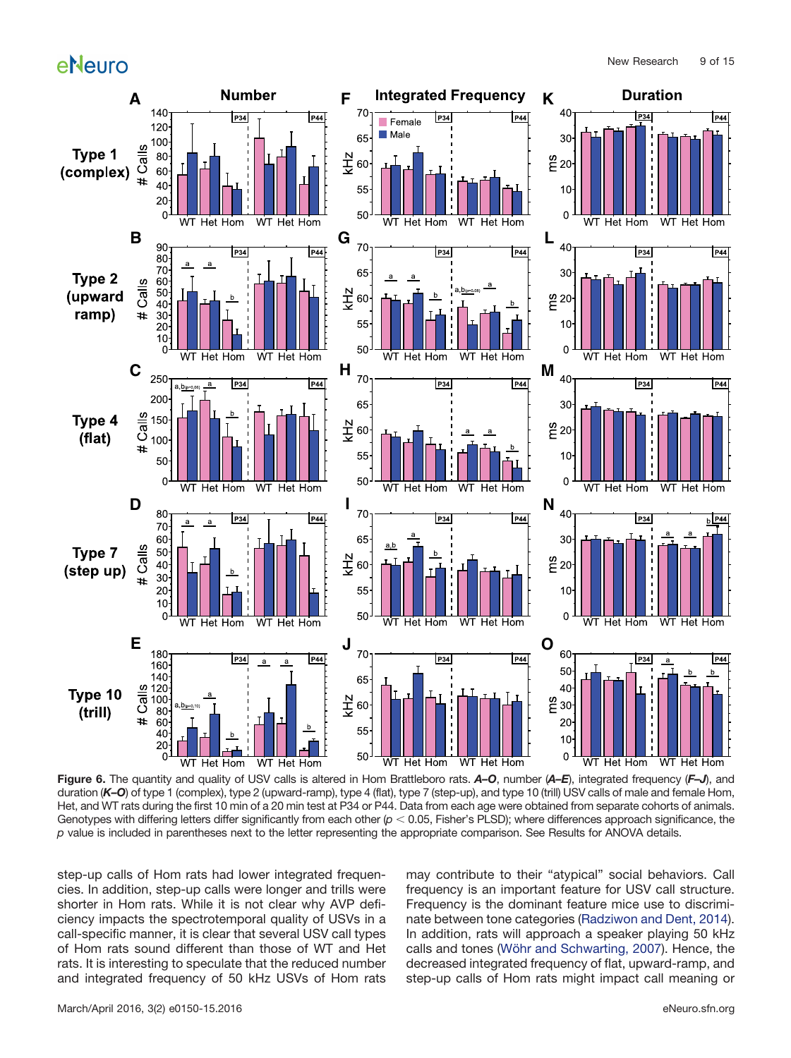**Figure 6.** The quantity and quality of USV calls is altered in Hom Brattleboro rats. ***A–O***, number (***A–E***), integrated frequency (***F–J***), and duration (***K–O***) of type 1 (complex), type 2 (upward-ramp), type 4 (flat), type 7 (step-up), and type 10 (trill) USV calls of male and female Hom, Het, and WT rats during the first 10 min of a 20 min test at P34 or P44. Data from each age were obtained from separate cohorts of animals. Genotypes with differing letters differ significantly from each other ($p < 0.05$, Fisher's PLSD); where differences approach significance, the $p$ value is included in parentheses next to the letter representing the appropriate comparison. See Results for ANOVA details.

step-up calls of Hom rats had lower integrated frequencies. In addition, step-up calls were longer and trills were shorter in Hom rats. While it is not clear why AVP deficiency impacts the spectrotemporal quality of USVs in a call-specific manner, it is clear that several USV call types of Hom rats sound different than those of WT and Het rats. It is interesting to speculate that the reduced number and integrated frequency of 50 kHz USVs of Hom rats may contribute to their "atypical" social behaviors. Call frequency is an important feature for USV call structure. Frequency is the dominant feature mice use to discriminate between tone categories (Radziwon and Dent, 2014). In addition, rats will approach a speaker playing 50 kHz calls and tones (Wöhr and Schwarting, 2007). Hence, the decreased integrated frequency of flat, upward-ramp, and step-up calls of Hom rats might impact call meaning or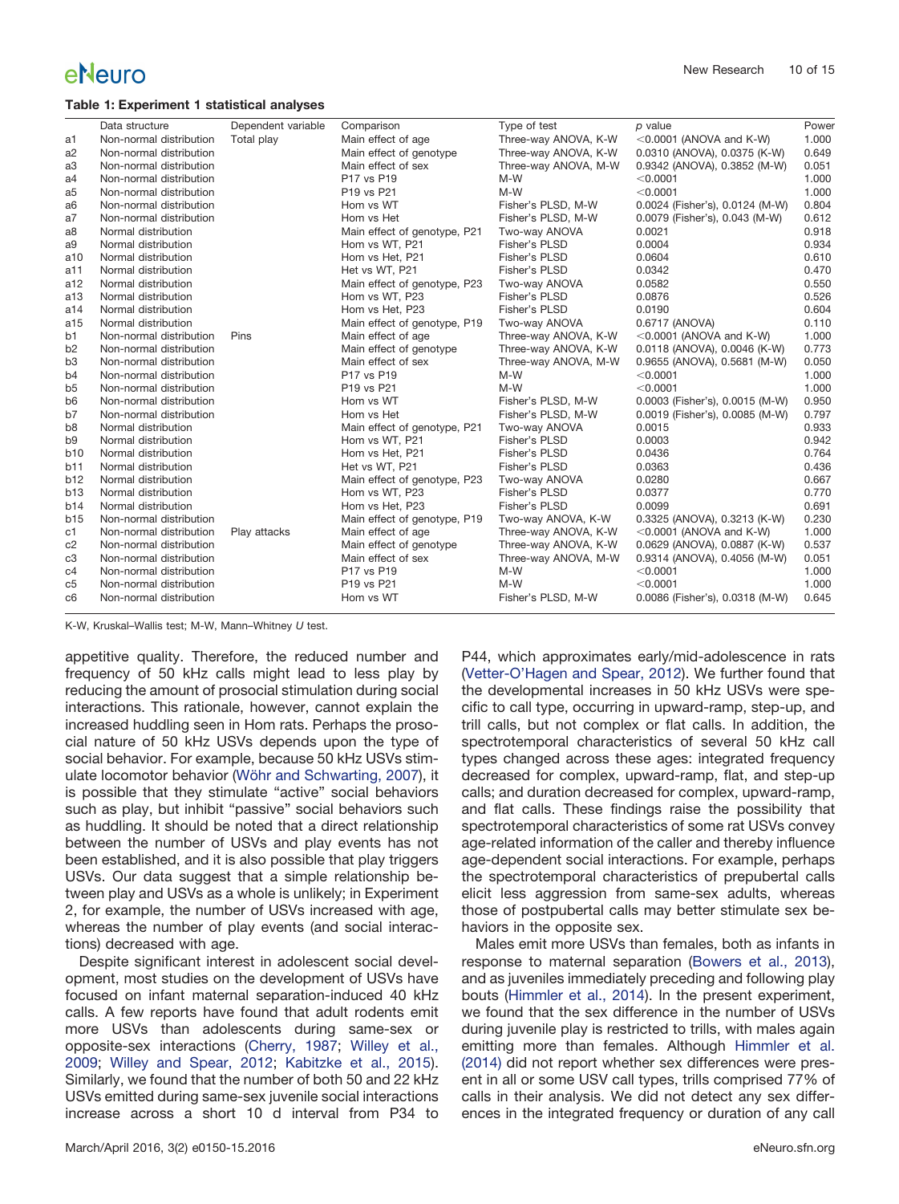**Table 1: Experiment 1 statistical analyses**

| | Data structure | Dependent variable | Comparison | Type of test | p value | Power |
|---|---|---|---|---|---|---|
| a1 | Non-normal distribution | Total play | Main effect of age | Three-way ANOVA, K-W | <0.0001 (ANOVA and K-W) | 1.000 |
| a2 | Non-normal distribution | | Main effect of genotype | Three-way ANOVA, K-W | 0.0310 (ANOVA), 0.0375 (K-W) | 0.649 |
| a3 | Non-normal distribution | | Main effect of sex | Three-way ANOVA, M-W | 0.9342 (ANOVA), 0.3852 (M-W) | 0.051 |
| a4 | Non-normal distribution | | P17 vs P19 | M-W | <0.0001 | 1.000 |
| a5 | Non-normal distribution | | P19 vs P21 | M-W | <0.0001 | 1.000 |
| a6 | Non-normal distribution | | Hom vs WT | Fisher's PLSD, M-W | 0.0024 (Fisher's), 0.0124 (M-W) | 0.804 |
| a7 | Non-normal distribution | | Hom vs Het | Fisher's PLSD, M-W | 0.0079 (Fisher's), 0.043 (M-W) | 0.612 |
| a8 | Normal distribution | | Main effect of genotype, P21 | Two-way ANOVA | 0.0021 | 0.918 |
| a9 | Normal distribution | | Hom vs WT, P21 | Fisher's PLSD | 0.0004 | 0.934 |
| a10 | Normal distribution | | Hom vs Het, P21 | Fisher's PLSD | 0.0604 | 0.610 |
| a11 | Normal distribution | | Het vs WT, P21 | Fisher's PLSD | 0.0342 | 0.470 |
| a12 | Normal distribution | | Main effect of genotype, P23 | Two-way ANOVA | 0.0582 | 0.550 |
| a13 | Normal distribution | | Hom vs WT, P23 | Fisher's PLSD | 0.0876 | 0.526 |
| a14 | Normal distribution | | Hom vs Het, P23 | Fisher's PLSD | 0.0190 | 0.604 |
| a15 | Normal distribution | | Main effect of genotype, P19 | Two-way ANOVA | 0.6717 (ANOVA) | 0.110 |
| b1 | Non-normal distribution | Pins | Main effect of age | Three-way ANOVA, K-W | <0.0001 (ANOVA and K-W) | 1.000 |
| b2 | Non-normal distribution | | Main effect of genotype | Three-way ANOVA, K-W | 0.0118 (ANOVA), 0.0046 (K-W) | 0.773 |
| b3 | Non-normal distribution | | Main effect of sex | Three-way ANOVA, M-W | 0.9655 (ANOVA), 0.5681 (M-W) | 0.050 |
| b4 | Non-normal distribution | | P17 vs P19 | M-W | <0.0001 | 1.000 |
| b5 | Non-normal distribution | | P19 vs P21 | M-W | <0.0001 | 1.000 |
| b6 | Non-normal distribution | | Hom vs WT | Fisher's PLSD, M-W | 0.0003 (Fisher's), 0.0015 (M-W) | 0.950 |
| b7 | Non-normal distribution | | Hom vs Het | Fisher's PLSD, M-W | 0.0019 (Fisher's), 0.0085 (M-W) | 0.797 |
| b8 | Normal distribution | | Main effect of genotype, P21 | Two-way ANOVA | 0.0015 | 0.933 |
| b9 | Normal distribution | | Hom vs WT, P21 | Fisher's PLSD | 0.0003 | 0.942 |
| b10 | Normal distribution | | Hom vs Het, P21 | Fisher's PLSD | 0.0436 | 0.764 |
| b11 | Normal distribution | | Het vs WT, P21 | Fisher's PLSD | 0.0363 | 0.436 |
| b12 | Normal distribution | | Main effect of genotype, P23 | Two-way ANOVA | 0.0280 | 0.667 |
| b13 | Normal distribution | | Hom vs WT, P23 | Fisher's PLSD | 0.0377 | 0.770 |
| b14 | Normal distribution | | Hom vs Het, P23 | Fisher's PLSD | 0.0099 | 0.691 |
| b15 | Non-normal distribution | | Main effect of genotype, P19 | Two-way ANOVA, K-W | 0.3325 (ANOVA), 0.3213 (K-W) | 0.230 |
| c1 | Non-normal distribution | Play attacks | Main effect of age | Three-way ANOVA, K-W | <0.0001 (ANOVA and K-W) | 1.000 |
| c2 | Non-normal distribution | | Main effect of genotype | Three-way ANOVA, K-W | 0.0629 (ANOVA), 0.0887 (K-W) | 0.537 |
| c3 | Non-normal distribution | | Main effect of sex | Three-way ANOVA, M-W | 0.9314 (ANOVA), 0.4056 (M-W) | 0.051 |
| c4 | Non-normal distribution | | P17 vs P19 | M-W | <0.0001 | 1.000 |
| c5 | Non-normal distribution | | P19 vs P21 | M-W | <0.0001 | 1.000 |
| c6 | Non-normal distribution | | Hom vs WT | Fisher's PLSD, M-W | 0.0086 (Fisher's), 0.0318 (M-W) | 0.645 |

K-W, Kruskal–Wallis test; M-W, Mann–Whitney *U* test.

appetitive quality. Therefore, the reduced number and frequency of 50 kHz calls might lead to less play by reducing the amount of prosocial stimulation during social interactions. This rationale, however, cannot explain the increased huddling seen in Hom rats. Perhaps the prosocial nature of 50 kHz USVs depends upon the type of social behavior. For example, because 50 kHz USVs stimulate locomotor behavior (Wöhr and Schwarting, 2007), it is possible that they stimulate "active" social behaviors such as play, but inhibit "passive" social behaviors such as huddling. It should be noted that a direct relationship between the number of USVs and play events has not been established, and it is also possible that play triggers USVs. Our data suggest that a simple relationship between play and USVs as a whole is unlikely; in Experiment 2, for example, the number of USVs increased with age, whereas the number of play events (and social interactions) decreased with age.

Despite significant interest in adolescent social development, most studies on the development of USVs have focused on infant maternal separation-induced 40 kHz calls. A few reports have found that adult rodents emit more USVs than adolescents during same-sex or opposite-sex interactions (Cherry, 1987; Willey et al., 2009; Willey and Spear, 2012; Kabitzke et al., 2015). Similarly, we found that the number of both 50 and 22 kHz USVs emitted during same-sex juvenile social interactions increase across a short 10 d interval from P34 to P44, which approximates early/mid-adolescence in rats (Vetter-O'Hagen and Spear, 2012). We further found that the developmental increases in 50 kHz USVs were specific to call type, occurring in upward-ramp, step-up, and trill calls, but not complex or flat calls. In addition, the spectrotemporal characteristics of several 50 kHz call types changed across these ages: integrated frequency decreased for complex, upward-ramp, flat, and step-up calls; and duration decreased for complex, upward-ramp, and flat calls. These findings raise the possibility that spectrotemporal characteristics of some rat USVs convey age-related information of the caller and thereby influence age-dependent social interactions. For example, perhaps the spectrotemporal characteristics of prepubertal calls elicit less aggression from same-sex adults, whereas those of postpubertal calls may better stimulate sex behaviors in the opposite sex.

Males emit more USVs than females, both as infants in response to maternal separation (Bowers et al., 2013), and as juveniles immediately preceding and following play bouts (Himmler et al., 2014). In the present experiment, we found that the sex difference in the number of USVs during juvenile play is restricted to trills, with males again emitting more than females. Although Himmler et al. (2014) did not report whether sex differences were present in all or some USV call types, trills comprised 77% of calls in their analysis. We did not detect any sex differences in the integrated frequency or duration of any call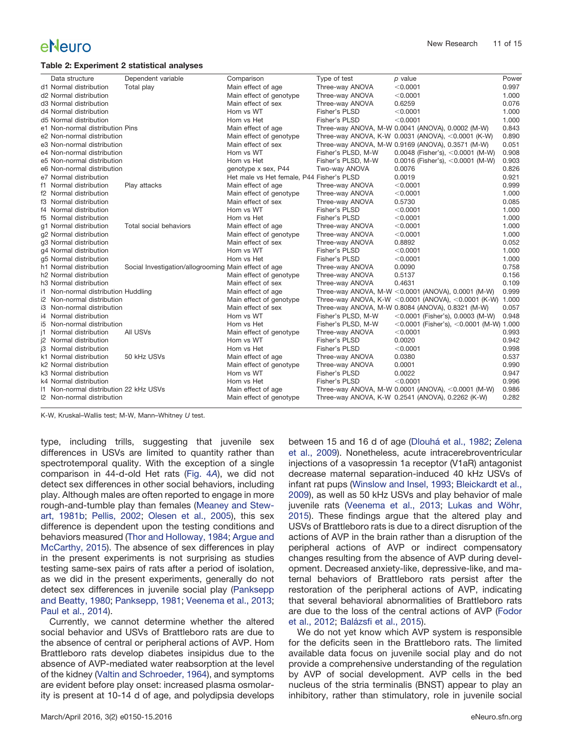**Table 2: Experiment 2 statistical analyses**

| Data structure | Dependent variable | Comparison | Type of test | p value | Power |
|---|---|---|---|---|---|
| d1 Normal distribution | Total play | Main effect of age | Three-way ANOVA | <0.0001 | 0.997 |
| d2 Normal distribution | | Main effect of genotype | Three-way ANOVA | <0.0001 | 1.000 |
| d3 Normal distribution | | Main effect of sex | Three-way ANOVA | 0.6259 | 0.076 |
| d4 Normal distribution | | Hom vs WT | Fisher's PLSD | <0.0001 | 1.000 |
| d5 Normal distribution | | Hom vs Het | Fisher's PLSD | <0.0001 | 1.000 |
| e1 Non-normal distribution | Pins | Main effect of age | Three-way ANOVA, M-W | 0.0041 (ANOVA), 0.0002 (M-W) | 0.843 |
| e2 Non-normal distribution | | Main effect of genotype | Three-way ANOVA, K-W | 0.0031 (ANOVA), <0.0001 (K-W) | 0.890 |
| e3 Non-normal distribution | | Main effect of sex | Three-way ANOVA, M-W | 0.9169 (ANOVA), 0.3571 (M-W) | 0.051 |
| e4 Non-normal distribution | | Hom vs WT | Fisher's PLSD, M-W | 0.0048 (Fisher's), <0.0001 (M-W) | 0.908 |
| e5 Non-normal distribution | | Hom vs Het | Fisher's PLSD, M-W | 0.0016 (Fisher's), <0.0001 (M-W) | 0.903 |
| e6 Non-normal distribution | | genotype x sex, P44 | Two-way ANOVA | 0.0076 | 0.826 |
| e7 Normal distribution | | Het male vs Het female, P44 | Fisher's PLSD | 0.0019 | 0.921 |
| f1 Normal distribution | Play attacks | Main effect of age | Three-way ANOVA | <0.0001 | 0.999 |
| f2 Normal distribution | | Main effect of genotype | Three-way ANOVA | <0.0001 | 1.000 |
| f3 Normal distribution | | Main effect of sex | Three-way ANOVA | 0.5730 | 0.085 |
| f4 Normal distribution | | Hom vs WT | Fisher's PLSD | <0.0001 | 1.000 |
| f5 Normal distribution | | Hom vs Het | Fisher's PLSD | <0.0001 | 1.000 |
| g1 Normal distribution | Total social behaviors | Main effect of age | Three-way ANOVA | <0.0001 | 1.000 |
| g2 Normal distribution | | Main effect of genotype | Three-way ANOVA | <0.0001 | 1.000 |
| g3 Normal distribution | | Main effect of sex | Three-way ANOVA | 0.8892 | 0.052 |
| g4 Normal distribution | | Hom vs WT | Fisher's PLSD | <0.0001 | 1.000 |
| g5 Normal distribution | | Hom vs Het | Fisher's PLSD | <0.0001 | 1.000 |
| h1 Normal distribution | Social Investigation/allogrooming | Main effect of age | Three-way ANOVA | 0.0090 | 0.758 |
| h2 Normal distribution | | Main effect of genotype | Three-way ANOVA | 0.5137 | 0.156 |
| h3 Normal distribution | | Main effect of sex | Three-way ANOVA | 0.4631 | 0.109 |
| i1 Non-normal distribution | Huddling | Main effect of age | Three-way ANOVA, M-W | <0.0001 (ANOVA), 0.0001 (M-W) | 0.999 |
| i2 Non-normal distribution | | Main effect of genotype | Three-way ANOVA, K-W | <0.0001 (ANOVA), <0.0001 (K-W) | 1.000 |
| i3 Non-normal distribution | | Main effect of sex | Three-way ANOVA, M-W | 0.8084 (ANOVA), 0.8321 (M-W) | 0.057 |
| i4 Normal distribution | | Hom vs WT | Fisher's PLSD, M-W | <0.0001 (Fisher's), 0.0003 (M-W) | 0.948 |
| i5 Non-normal distribution | | Hom vs Het | Fisher's PLSD, M-W | <0.0001 (Fisher's), <0.0001 (M-W) | 1.000 |
| j1 Normal distribution | All USVs | Main effect of genotype | Three-way ANOVA | <0.0001 | 0.993 |
| j2 Normal distribution | | Hom vs WT | Fisher's PLSD | 0.0020 | 0.942 |
| j3 Normal distribution | | Hom vs Het | Fisher's PLSD | <0.0001 | 0.998 |
| k1 Normal distribution | 50 kHz USVs | Main effect of age | Three-way ANOVA | 0.0380 | 0.537 |
| k2 Normal distribution | | Main effect of genotype | Three-way ANOVA | 0.0001 | 0.990 |
| k3 Normal distribution | | Hom vs WT | Fisher's PLSD | 0.0022 | 0.947 |
| k4 Normal distribution | | Hom vs Het | Fisher's PLSD | <0.0001 | 0.996 |
| l1 Non-normal distribution | 22 kHz USVs | Main effect of age | Three-way ANOVA, M-W | 0.0001 (ANOVA), <0.0001 (M-W) | 0.986 |
| l2 Non-normal distribution | | Main effect of genotype | Three-way ANOVA, K-W | 0.2541 (ANOVA), 0.2262 (K-W) | 0.282 |

K-W, Kruskal–Wallis test; M-W, Mann–Whitney *U* test.

type, including trills, suggesting that juvenile sex differences in USVs are limited to quantity rather than spectrotemporal quality. With the exception of a single comparison in 44-d-old Het rats (Fig. 4*A*), we did not detect sex differences in other social behaviors, including play. Although males are often reported to engage in more rough-and-tumble play than females (Meaney and Stewart, 1981b; Pellis, 2002; Olesen et al., 2005), this sex difference is dependent upon the testing conditions and behaviors measured (Thor and Holloway, 1984; Argue and McCarthy, 2015). The absence of sex differences in play in the present experiments is not surprising as studies testing same-sex pairs of rats after a period of isolation, as we did in the present experiments, generally do not detect sex differences in juvenile social play (Panksepp and Beatty, 1980; Panksepp, 1981; Veenema et al., 2013; Paul et al., 2014).

Currently, we cannot determine whether the altered social behavior and USVs of Brattleboro rats are due to the absence of central or peripheral actions of AVP. Hom Brattleboro rats develop diabetes insipidus due to the absence of AVP-mediated water reabsorption at the level of the kidney (Valtin and Schroeder, 1964), and symptoms are evident before play onset: increased plasma osmolarity is present at 10-14 d of age, and polydipsia develops between 15 and 16 d of age (Dlouhá et al., 1982; Zelena et al., 2009). Nonetheless, acute intracerebroventricular injections of a vasopressin 1a receptor (V1aR) antagonist decrease maternal separation-induced 40 kHz USVs of infant rat pups (Winslow and Insel, 1993; Bleickardt et al., 2009), as well as 50 kHz USVs and play behavior of male juvenile rats (Veenema et al., 2013; Lukas and Wöhr, 2015). These findings argue that the altered play and USVs of Brattleboro rats is due to a direct disruption of the actions of AVP in the brain rather than a disruption of the peripheral actions of AVP or indirect compensatory changes resulting from the absence of AVP during development. Decreased anxiety-like, depressive-like, and maternal behaviors of Brattleboro rats persist after the restoration of the peripheral actions of AVP, indicating that several behavioral abnormalities of Brattleboro rats are due to the loss of the central actions of AVP (Fodor et al., 2012; Balázsfi et al., 2015).

We do not yet know which AVP system is responsible for the deficits seen in the Brattleboro rats. The limited available data focus on juvenile social play and do not provide a comprehensive understanding of the regulation by AVP of social development. AVP cells in the bed nucleus of the stria terminalis (BNST) appear to play an inhibitory, rather than stimulatory, role in juvenile social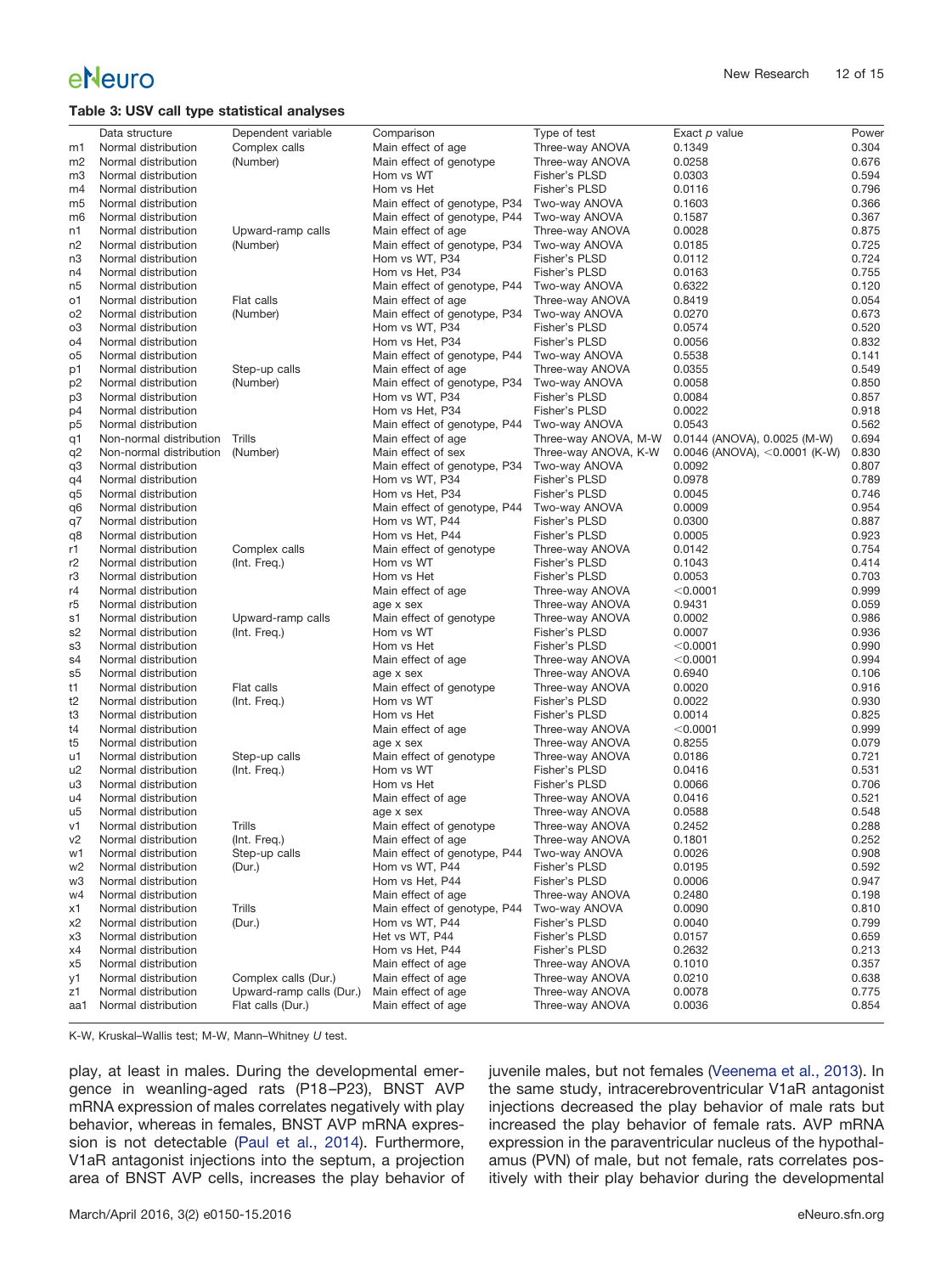**Table 3: USV call type statistical analyses**

| | Data structure | Dependent variable | Comparison | Type of test | Exact p value | Power |
|---|---|---|---|---|---|---|
| m1 | Normal distribution | Complex calls | Main effect of age | Three-way ANOVA | 0.1349 | 0.304 |
| m2 | Normal distribution | (Number) | Main effect of genotype | Three-way ANOVA | 0.0258 | 0.676 |
| m3 | Normal distribution | | Hom vs WT | Fisher's PLSD | 0.0303 | 0.594 |
| m4 | Normal distribution | | Hom vs Het | Fisher's PLSD | 0.0116 | 0.796 |
| m5 | Normal distribution | | Main effect of genotype, P34 | Two-way ANOVA | 0.1603 | 0.366 |
| m6 | Normal distribution | | Main effect of genotype, P44 | Two-way ANOVA | 0.1587 | 0.367 |
| n1 | Normal distribution | Upward-ramp calls | Main effect of age | Three-way ANOVA | 0.0028 | 0.875 |
| n2 | Normal distribution | (Number) | Main effect of genotype, P34 | Two-way ANOVA | 0.0185 | 0.725 |
| n3 | Normal distribution | | Hom vs WT, P34 | Fisher's PLSD | 0.0112 | 0.724 |
| n4 | Normal distribution | | Hom vs Het, P34 | Fisher's PLSD | 0.0163 | 0.755 |
| n5 | Normal distribution | | Main effect of genotype, P44 | Two-way ANOVA | 0.6322 | 0.120 |
| o1 | Normal distribution | Flat calls | Main effect of age | Three-way ANOVA | 0.8419 | 0.054 |
| o2 | Normal distribution | (Number) | Main effect of genotype, P34 | Two-way ANOVA | 0.0270 | 0.673 |
| o3 | Normal distribution | | Hom vs WT, P34 | Fisher's PLSD | 0.0574 | 0.520 |
| o4 | Normal distribution | | Hom vs Het, P34 | Fisher's PLSD | 0.0056 | 0.832 |
| o5 | Normal distribution | | Main effect of genotype, P44 | Two-way ANOVA | 0.5538 | 0.141 |
| p1 | Normal distribution | Step-up calls | Main effect of age | Three-way ANOVA | 0.0355 | 0.549 |
| p2 | Normal distribution | (Number) | Main effect of genotype, P34 | Two-way ANOVA | 0.0058 | 0.850 |
| p3 | Normal distribution | | Hom vs WT, P34 | Fisher's PLSD | 0.0084 | 0.857 |
| p4 | Normal distribution | | Hom vs Het, P34 | Fisher's PLSD | 0.0022 | 0.918 |
| p5 | Normal distribution | | Main effect of genotype, P44 | Two-way ANOVA | 0.0543 | 0.562 |
| q1 | Non-normal distribution | Trills | Main effect of age | Three-way ANOVA, M-W | 0.0144 (ANOVA), 0.0025 (M-W) | 0.694 |
| q2 | Non-normal distribution | (Number) | Main effect of sex | Three-way ANOVA, K-W | 0.0046 (ANOVA), <0.0001 (K-W) | 0.830 |
| q3 | Normal distribution | | Main effect of genotype, P34 | Two-way ANOVA | 0.0092 | 0.807 |
| q4 | Normal distribution | | Hom vs WT, P34 | Fisher's PLSD | 0.0978 | 0.789 |
| q5 | Normal distribution | | Hom vs Het, P34 | Fisher's PLSD | 0.0045 | 0.746 |
| q6 | Normal distribution | | Main effect of genotype, P44 | Two-way ANOVA | 0.0009 | 0.954 |
| q7 | Normal distribution | | Hom vs WT, P44 | Fisher's PLSD | 0.0300 | 0.887 |
| q8 | Normal distribution | | Hom vs Het, P44 | Fisher's PLSD | 0.0005 | 0.923 |
| r1 | Normal distribution | Complex calls | Main effect of genotype | Three-way ANOVA | 0.0142 | 0.754 |
| r2 | Normal distribution | (Int. Freq.) | Hom vs WT | Fisher's PLSD | 0.1043 | 0.414 |
| r3 | Normal distribution | | Hom vs Het | Fisher's PLSD | 0.0053 | 0.703 |
| r4 | Normal distribution | | Main effect of age | Three-way ANOVA | <0.0001 | 0.999 |
| r5 | Normal distribution | | age x sex | Three-way ANOVA | 0.9431 | 0.059 |
| s1 | Normal distribution | Upward-ramp calls | Main effect of genotype | Three-way ANOVA | 0.0002 | 0.986 |
| s2 | Normal distribution | (Int. Freq.) | Hom vs WT | Fisher's PLSD | 0.0007 | 0.936 |
| s3 | Normal distribution | | Hom vs Het | Fisher's PLSD | <0.0001 | 0.990 |
| s4 | Normal distribution | | Main effect of age | Three-way ANOVA | <0.0001 | 0.994 |
| s5 | Normal distribution | | age x sex | Three-way ANOVA | 0.6940 | 0.106 |
| t1 | Normal distribution | Flat calls | Main effect of genotype | Three-way ANOVA | 0.0020 | 0.916 |
| t2 | Normal distribution | (Int. Freq.) | Hom vs WT | Fisher's PLSD | 0.0022 | 0.930 |
| t3 | Normal distribution | | Hom vs Het | Fisher's PLSD | 0.0014 | 0.825 |
| t4 | Normal distribution | | Main effect of age | Three-way ANOVA | <0.0001 | 0.999 |
| t5 | Normal distribution | | age x sex | Three-way ANOVA | 0.8255 | 0.079 |
| u1 | Normal distribution | Step-up calls | Main effect of genotype | Three-way ANOVA | 0.0186 | 0.721 |
| u2 | Normal distribution | (Int. Freq.) | Hom vs WT | Fisher's PLSD | 0.0416 | 0.531 |
| u3 | Normal distribution | | Hom vs Het | Fisher's PLSD | 0.0066 | 0.706 |
| u4 | Normal distribution | | Main effect of age | Three-way ANOVA | 0.0416 | 0.521 |
| u5 | Normal distribution | | age x sex | Three-way ANOVA | 0.0588 | 0.548 |
| v1 | Normal distribution | Trills | Main effect of genotype | Three-way ANOVA | 0.2452 | 0.288 |
| v2 | Normal distribution | (Int. Freq.) | Main effect of age | Three-way ANOVA | 0.1801 | 0.252 |
| w1 | Normal distribution | Step-up calls | Main effect of genotype, P44 | Two-way ANOVA | 0.0026 | 0.908 |
| w2 | Normal distribution | (Dur.) | Hom vs WT, P44 | Fisher's PLSD | 0.0195 | 0.592 |
| w3 | Normal distribution | | Hom vs Het, P44 | Fisher's PLSD | 0.0006 | 0.947 |
| w4 | Normal distribution | | Main effect of age | Three-way ANOVA | 0.2480 | 0.198 |
| x1 | Normal distribution | Trills | Main effect of genotype, P44 | Two-way ANOVA | 0.0090 | 0.810 |
| x2 | Normal distribution | (Dur.) | Hom vs WT, P44 | Fisher's PLSD | 0.0040 | 0.799 |
| x3 | Normal distribution | | Het vs WT, P44 | Fisher's PLSD | 0.0157 | 0.659 |
| x4 | Normal distribution | | Hom vs Het, P44 | Fisher's PLSD | 0.2632 | 0.213 |
| x5 | Normal distribution | | Main effect of age | Three-way ANOVA | 0.1010 | 0.357 |
| y1 | Normal distribution | Complex calls (Dur.) | Main effect of age | Three-way ANOVA | 0.0210 | 0.638 |
| z1 | Normal distribution | Upward-ramp calls (Dur.) | Main effect of age | Three-way ANOVA | 0.0078 | 0.775 |
| aa1 | Normal distribution | Flat calls (Dur.) | Main effect of age | Three-way ANOVA | 0.0036 | 0.854 |

K-W, Kruskal–Wallis test; M-W, Mann–Whitney *U* test.

play, at least in males. During the developmental emergence in weanling-aged rats (P18–P23), BNST AVP mRNA expression of males correlates negatively with play behavior, whereas in females, BNST AVP mRNA expression is not detectable (Paul et al., 2014). Furthermore, V1aR antagonist injections into the septum, a projection area of BNST AVP cells, increases the play behavior of juvenile males, but not females (Veenema et al., 2013). In the same study, intracerebroventricular V1aR antagonist injections decreased the play behavior of male rats but increased the play behavior of female rats. AVP mRNA expression in the paraventricular nucleus of the hypothalamus (PVN) of male, but not female, rats correlates positively with their play behavior during the developmental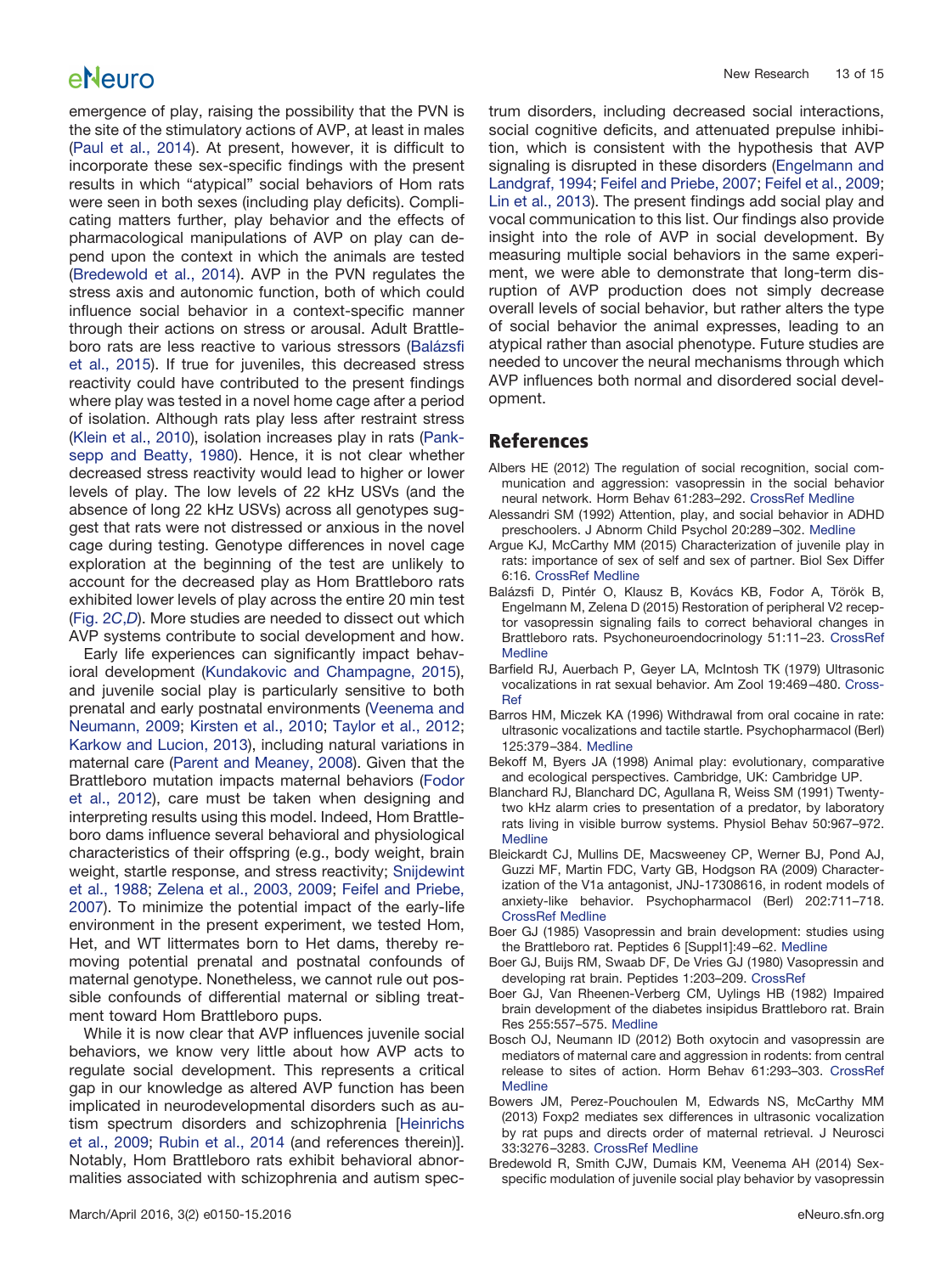emergence of play, raising the possibility that the PVN is the site of the stimulatory actions of AVP, at least in males (Paul et al., 2014). At present, however, it is difficult to incorporate these sex-specific findings with the present results in which "atypical" social behaviors of Hom rats were seen in both sexes (including play deficits). Complicating matters further, play behavior and the effects of pharmacological manipulations of AVP on play can depend upon the context in which the animals are tested (Bredewold et al., 2014). AVP in the PVN regulates the stress axis and autonomic function, both of which could influence social behavior in a context-specific manner through their actions on stress or arousal. Adult Brattleboro rats are less reactive to various stressors (Balázsfi et al., 2015). If true for juveniles, this decreased stress reactivity could have contributed to the present findings where play was tested in a novel home cage after a period of isolation. Although rats play less after restraint stress (Klein et al., 2010), isolation increases play in rats (Panksepp and Beatty, 1980). Hence, it is not clear whether decreased stress reactivity would lead to higher or lower levels of play. The low levels of 22 kHz USVs (and the absence of long 22 kHz USVs) across all genotypes suggest that rats were not distressed or anxious in the novel cage during testing. Genotype differences in novel cage exploration at the beginning of the test are unlikely to account for the decreased play as Hom Brattleboro rats exhibited lower levels of play across the entire 20 min test (Fig. 2*C*,*D*). More studies are needed to dissect out which AVP systems contribute to social development and how.

Early life experiences can significantly impact behavioral development (Kundakovic and Champagne, 2015), and juvenile social play is particularly sensitive to both prenatal and early postnatal environments (Veenema and Neumann, 2009; Kirsten et al., 2010; Taylor et al., 2012; Karkow and Lucion, 2013), including natural variations in maternal care (Parent and Meaney, 2008). Given that the Brattleboro mutation impacts maternal behaviors (Fodor et al., 2012), care must be taken when designing and interpreting results using this model. Indeed, Hom Brattleboro dams influence several behavioral and physiological characteristics of their offspring (e.g., body weight, brain weight, startle response, and stress reactivity; Snijdewint et al., 1988; Zelena et al., 2003, 2009; Feifel and Priebe, 2007). To minimize the potential impact of the early-life environment in the present experiment, we tested Hom, Het, and WT littermates born to Het dams, thereby removing potential prenatal and postnatal confounds of maternal genotype. Nonetheless, we cannot rule out possible confounds of differential maternal or sibling treatment toward Hom Brattleboro pups.

While it is now clear that AVP influences juvenile social behaviors, we know very little about how AVP acts to regulate social development. This represents a critical gap in our knowledge as altered AVP function has been implicated in neurodevelopmental disorders such as autism spectrum disorders and schizophrenia [Heinrichs et al., 2009; Rubin et al., 2014 (and references therein)]. Notably, Hom Brattleboro rats exhibit behavioral abnormalities associated with schizophrenia and autism spectrum disorders, including decreased social interactions, social cognitive deficits, and attenuated prepulse inhibition, which is consistent with the hypothesis that AVP signaling is disrupted in these disorders (Engelmann and Landgraf, 1994; Feifel and Priebe, 2007; Feifel et al., 2009; Lin et al., 2013). The present findings add social play and vocal communication to this list. Our findings also provide insight into the role of AVP in social development. By measuring multiple social behaviors in the same experiment, we were able to demonstrate that long-term disruption of AVP production does not simply decrease overall levels of social behavior, but rather alters the type of social behavior the animal expresses, leading to an atypical rather than asocial phenotype. Future studies are needed to uncover the neural mechanisms through which AVP influences both normal and disordered social development.

## References

Albers HE (2012) The regulation of social recognition, social communication and aggression: vasopressin in the social behavior neural network. Horm Behav 61:283–292. CrossRef Medline

Alessandri SM (1992) Attention, play, and social behavior in ADHD preschoolers. J Abnorm Child Psychol 20:289–302. Medline

Argue KJ, McCarthy MM (2015) Characterization of juvenile play in rats: importance of sex of self and sex of partner. Biol Sex Differ 6:16. CrossRef Medline

Balázsfi D, Pintér O, Klausz B, Kovács KB, Fodor A, Török B, Engelmann M, Zelena D (2015) Restoration of peripheral V2 receptor vasopressin signaling fails to correct behavioral changes in Brattleboro rats. Psychoneuroendocrinology 51:11–23. CrossRef Medline

Barfield RJ, Auerbach P, Geyer LA, McIntosh TK (1979) Ultrasonic vocalizations in rat sexual behavior. Am Zool 19:469–480. CrossRef

Barros HM, Miczek KA (1996) Withdrawal from oral cocaine in rate: ultrasonic vocalizations and tactile startle. Psychopharmacol (Berl) 125:379–384. Medline

Bekoff M, Byers JA (1998) Animal play: evolutionary, comparative and ecological perspectives. Cambridge, UK: Cambridge UP.

Blanchard RJ, Blanchard DC, Agullana R, Weiss SM (1991) Twenty-two kHz alarm cries to presentation of a predator, by laboratory rats living in visible burrow systems. Physiol Behav 50:967–972. Medline

Bleickardt CJ, Mullins DE, Macsweeney CP, Werner BJ, Pond AJ, Guzzi MF, Martin FDC, Varty GB, Hodgson RA (2009) Characterization of the V1a antagonist, JNJ-17308616, in rodent models of anxiety-like behavior. Psychopharmacol (Berl) 202:711–718. CrossRef Medline

Boer GJ (1985) Vasopressin and brain development: studies using the Brattleboro rat. Peptides 6 [Suppl1]:49–62. Medline

Boer GJ, Buijs RM, Swaab DF, De Vries GJ (1980) Vasopressin and developing rat brain. Peptides 1:203–209. CrossRef

Boer GJ, Van Rheenen-Verberg CM, Uylings HB (1982) Impaired brain development of the diabetes insipidus Brattleboro rat. Brain Res 255:557–575. Medline

Bosch OJ, Neumann ID (2012) Both oxytocin and vasopressin are mediators of maternal care and aggression in rodents: from central release to sites of action. Horm Behav 61:293–303. CrossRef Medline

Bowers JM, Perez-Pouchoulen M, Edwards NS, McCarthy MM (2013) Foxp2 mediates sex differences in ultrasonic vocalization by rat pups and directs order of maternal retrieval. J Neurosci 33:3276–3283. CrossRef Medline

Bredewold R, Smith CJW, Dumais KM, Veenema AH (2014) Sex-specific modulation of juvenile social play behavior by vasopressin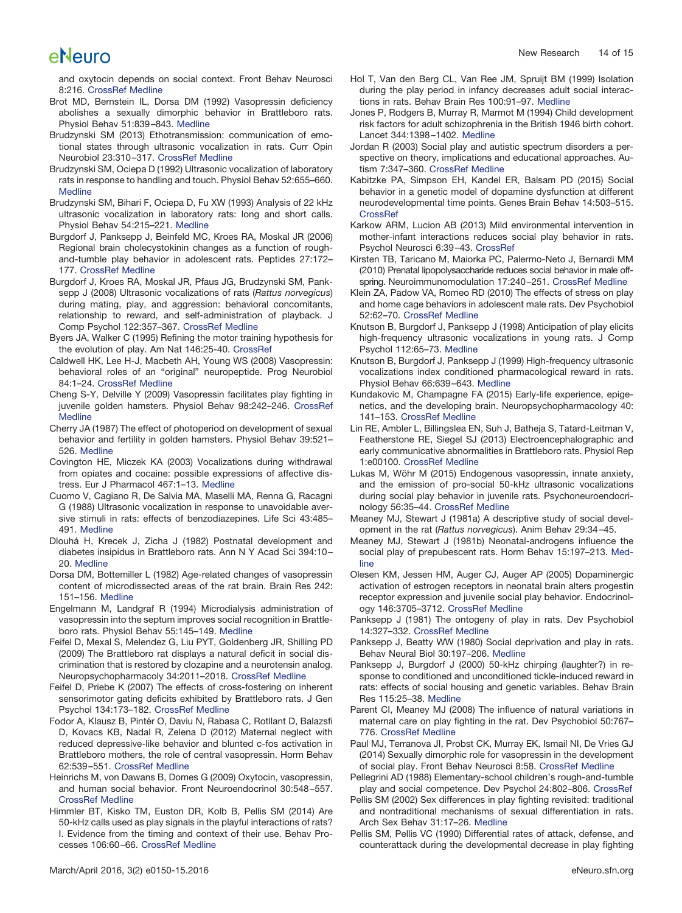and oxytocin depends on social context. Front Behav Neurosci 8:216. CrossRef Medline

Brot MD, Bernstein IL, Dorsa DM (1992) Vasopressin deficiency abolishes a sexually dimorphic behavior in Brattleboro rats. Physiol Behav 51:839–843. Medline

Brudzynski SM (2013) Ethotransmission: communication of emotional states through ultrasonic vocalization in rats. Curr Opin Neurobiol 23:310–317. CrossRef Medline

Brudzynski SM, Ociepa D (1992) Ultrasonic vocalization of laboratory rats in response to handling and touch. Physiol Behav 52:655–660. Medline

Brudzynski SM, Bihari F, Ociepa D, Fu XW (1993) Analysis of 22 kHz ultrasonic vocalization in laboratory rats: long and short calls. Physiol Behav 54:215–221. Medline

Burgdorf J, Panksepp J, Beinfeld MC, Kroes RA, Moskal JR (2006) Regional brain cholecystokinin changes as a function of rough-and-tumble play behavior in adolescent rats. Peptides 27:172–177. CrossRef Medline

Burgdorf J, Kroes RA, Moskal JR, Pfaus JG, Brudzynski SM, Panksepp J (2008) Ultrasonic vocalizations of rats (*Rattus norvegicus*) during mating, play, and aggression: behavioral concomitants, relationship to reward, and self-administration of playback. J Comp Psychol 122:357–367. CrossRef Medline

Byers JA, Walker C (1995) Refining the motor training hypothesis for the evolution of play. Am Nat 146:25-40. CrossRef

Caldwell HK, Lee H-J, Macbeth AH, Young WS (2008) Vasopressin: behavioral roles of an "original" neuropeptide. Prog Neurobiol 84:1–24. CrossRef Medline

Cheng S-Y, Delville Y (2009) Vasopressin facilitates play fighting in juvenile golden hamsters. Physiol Behav 98:242–246. CrossRef Medline

Cherry JA (1987) The effect of photoperiod on development of sexual behavior and fertility in golden hamsters. Physiol Behav 39:521–526. Medline

Covington HE, Miczek KA (2003) Vocalizations during withdrawal from opiates and cocaine: possible expressions of affective distress. Eur J Pharmacol 467:1–13. Medline

Cuomo V, Cagiano R, De Salvia MA, Maselli MA, Renna G, Racagni G (1988) Ultrasonic vocalization in response to unavoidable aversive stimuli in rats: effects of benzodiazepines. Life Sci 43:485–491. Medline

Dlouhá H, Krecek J, Zicha J (1982) Postnatal development and diabetes insipidus in Brattleboro rats. Ann N Y Acad Sci 394:10–20. Medline

Dorsa DM, Bottemiller L (1982) Age-related changes of vasopressin content of microdissected areas of the rat brain. Brain Res 242:151–156. Medline

Engelmann M, Landgraf R (1994) Microdialysis administration of vasopressin into the septum improves social recognition in Brattleboro rats. Physiol Behav 55:145–149. Medline

Feifel D, Mexal S, Melendez G, Liu PYT, Goldenberg JR, Shilling PD (2009) The Brattleboro rat displays a natural deficit in social discrimination that is restored by clozapine and a neurotensin analog. Neuropsychopharmacoly 34:2011–2018. CrossRef Medline

Feifel D, Priebe K (2007) The effects of cross-fostering on inherent sensorimotor gating deficits exhibited by Brattleboro rats. J Gen Psychol 134:173–182. CrossRef Medline

Fodor A, Klausz B, Pintér O, Daviu N, Rabasa C, Rotllant D, Balazsfi D, Kovacs KB, Nadal R, Zelena D (2012) Maternal neglect with reduced depressive-like behavior and blunted c-fos activation in Brattleboro mothers, the role of central vasopressin. Horm Behav 62:539–551. CrossRef Medline

Heinrichs M, von Dawans B, Domes G (2009) Oxytocin, vasopressin, and human social behavior. Front Neuroendocrinol 30:548–557. CrossRef Medline

Himmler BT, Kisko TM, Euston DR, Kolb B, Pellis SM (2014) Are 50-kHz calls used as play signals in the playful interactions of rats? I. Evidence from the timing and context of their use. Behav Processes 106:60–66. CrossRef Medline

Hol T, Van den Berg CL, Van Ree JM, Spruijt BM (1999) Isolation during the play period in infancy decreases adult social interactions in rats. Behav Brain Res 100:91–97. Medline

Jones P, Rodgers B, Murray R, Marmot M (1994) Child development risk factors for adult schizophrenia in the British 1946 birth cohort. Lancet 344:1398–1402. Medline

Jordan R (2003) Social play and autistic spectrum disorders a perspective on theory, implications and educational approaches. Autism 7:347–360. CrossRef Medline

Kabitzke PA, Simpson EH, Kandel ER, Balsam PD (2015) Social behavior in a genetic model of dopamine dysfunction at different neurodevelopmental time points. Genes Brain Behav 14:503–515. CrossRef

Karkow ARM, Lucion AB (2013) Mild environmental intervention in mother-infant interactions reduces social play behavior in rats. Psychol Neurosci 6:39–43. CrossRef

Kirsten TB, Taricano M, Maiorka PC, Palermo-Neto J, Bernardi MM (2010) Prenatal lipopolysaccharide reduces social behavior in male offspring. Neuroimmunomodulation 17:240–251. CrossRef Medline

Klein ZA, Padow VA, Romeo RD (2010) The effects of stress on play and home cage behaviors in adolescent male rats. Dev Psychobiol 52:62–70. CrossRef Medline

Knutson B, Burgdorf J, Panksepp J (1998) Anticipation of play elicits high-frequency ultrasonic vocalizations in young rats. J Comp Psychol 112:65–73. Medline

Knutson B, Burgdorf J, Panksepp J (1999) High-frequency ultrasonic vocalizations index conditioned pharmacological reward in rats. Physiol Behav 66:639–643. Medline

Kundakovic M, Champagne FA (2015) Early-life experience, epigenetics, and the developing brain. Neuropsychopharmacology 40:141–153. CrossRef Medline

Lin RE, Ambler L, Billingslea EN, Suh J, Batheja S, Tatard-Leitman V, Featherstone RE, Siegel SJ (2013) Electroencephalographic and early communicative abnormalities in Brattleboro rats. Physiol Rep 1:e00100. CrossRef Medline

Lukas M, Wöhr M (2015) Endogenous vasopressin, innate anxiety, and the emission of pro-social 50-kHz ultrasonic vocalizations during social play behavior in juvenile rats. Psychoneuroendocrinology 56:35–44. CrossRef Medline

Meaney MJ, Stewart J (1981a) A descriptive study of social development in the rat (*Rattus norvegicus*). Anim Behav 29:34–45.

Meaney MJ, Stewart J (1981b) Neonatal-androgens influence the social play of prepubescent rats. Horm Behav 15:197–213. Medline

Olesen KM, Jessen HM, Auger CJ, Auger AP (2005) Dopaminergic activation of estrogen receptors in neonatal brain alters progestin receptor expression and juvenile social play behavior. Endocrinology 146:3705–3712. CrossRef Medline

Panksepp J (1981) The ontogeny of play in rats. Dev Psychobiol 14:327–332. CrossRef Medline

Panksepp J, Beatty WW (1980) Social deprivation and play in rats. Behav Neural Biol 30:197–206. Medline

Panksepp J, Burgdorf J (2000) 50-kHz chirping (laughter?) in response to conditioned and unconditioned tickle-induced reward in rats: effects of social housing and genetic variables. Behav Brain Res 115:25–38. Medline

Parent CI, Meaney MJ (2008) The influence of natural variations in maternal care on play fighting in the rat. Dev Psychobiol 50:767–776. CrossRef Medline

Paul MJ, Terranova JI, Probst CK, Murray EK, Ismail NI, De Vries GJ (2014) Sexually dimorphic role for vasopressin in the development of social play. Front Behav Neurosci 8:58. CrossRef Medline

Pellegrini AD (1988) Elementary-school children's rough-and-tumble play and social competence. Dev Psychol 24:802–806. CrossRef

Pellis SM (2002) Sex differences in play fighting revisited: traditional and nontraditional mechanisms of sexual differentiation in rats. Arch Sex Behav 31:17–26. Medline

Pellis SM, Pellis VC (1990) Differential rates of attack, defense, and counterattack during the developmental decrease in play fighting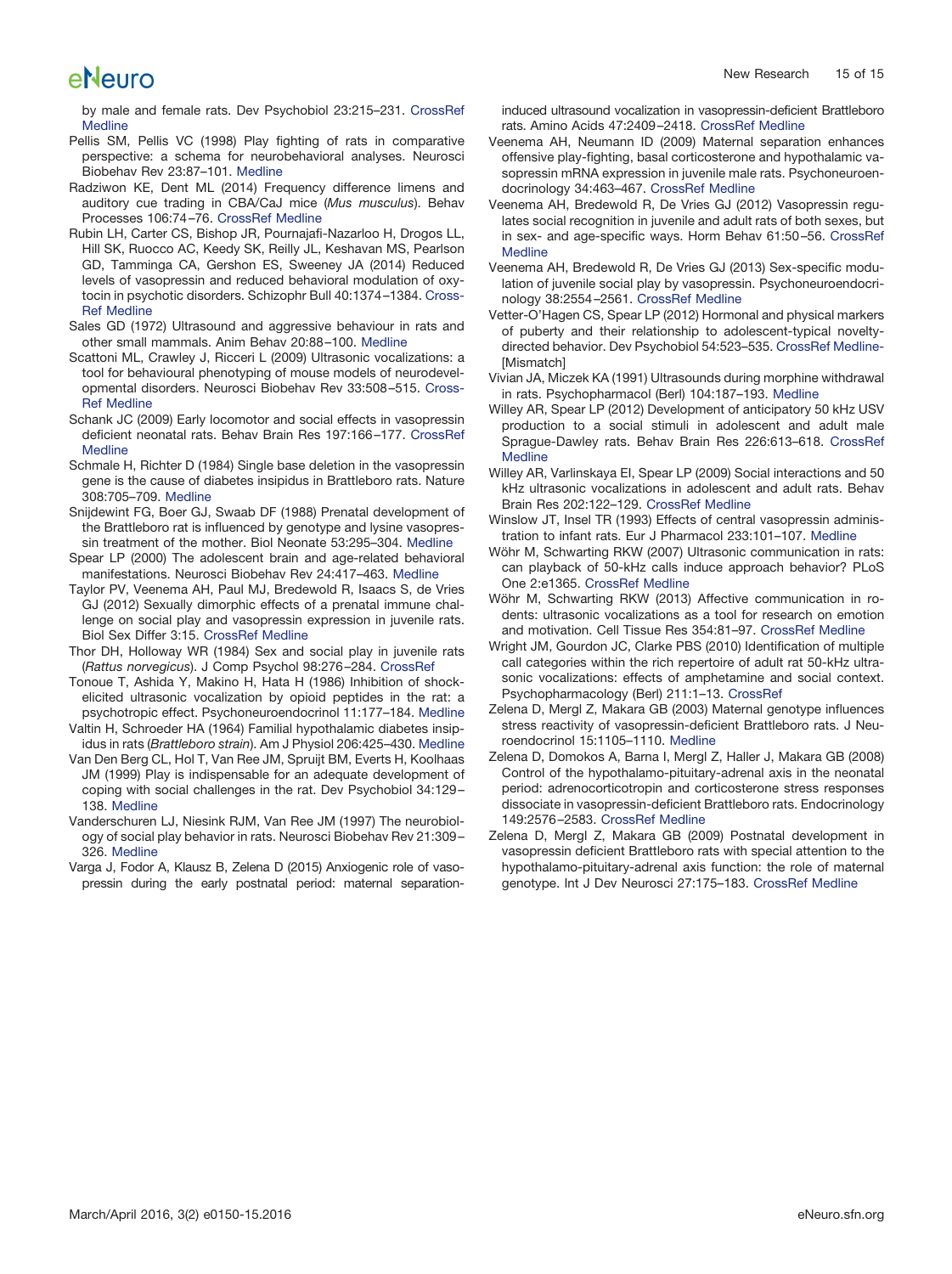by male and female rats. Dev Psychobiol 23:215–231. CrossRef Medline

Pellis SM, Pellis VC (1998) Play fighting of rats in comparative perspective: a schema for neurobehavioral analyses. Neurosci Biobehav Rev 23:87–101. Medline

Radziwon KE, Dent ML (2014) Frequency difference limens and auditory cue trading in CBA/CaJ mice (*Mus musculus*). Behav Processes 106:74–76. CrossRef Medline

Rubin LH, Carter CS, Bishop JR, Pournajafi-Nazarloo H, Drogos LL, Hill SK, Ruocco AC, Keedy SK, Reilly JL, Keshavan MS, Pearlson GD, Tamminga CA, Gershon ES, Sweeney JA (2014) Reduced levels of vasopressin and reduced behavioral modulation of oxytocin in psychotic disorders. Schizophr Bull 40:1374–1384. CrossRef Medline

Sales GD (1972) Ultrasound and aggressive behaviour in rats and other small mammals. Anim Behav 20:88–100. Medline

Scattoni ML, Crawley J, Ricceri L (2009) Ultrasonic vocalizations: a tool for behavioural phenotyping of mouse models of neurodevelopmental disorders. Neurosci Biobehav Rev 33:508–515. CrossRef Medline

Schank JC (2009) Early locomotor and social effects in vasopressin deficient neonatal rats. Behav Brain Res 197:166–177. CrossRef Medline

Schmale H, Richter D (1984) Single base deletion in the vasopressin gene is the cause of diabetes insipidus in Brattleboro rats. Nature 308:705–709. Medline

Snijdewint FG, Boer GJ, Swaab DF (1988) Prenatal development of the Brattleboro rat is influenced by genotype and lysine vasopressin treatment of the mother. Biol Neonate 53:295–304. Medline

Spear LP (2000) The adolescent brain and age-related behavioral manifestations. Neurosci Biobehav Rev 24:417–463. Medline

Taylor PV, Veenema AH, Paul MJ, Bredewold R, Isaacs S, de Vries GJ (2012) Sexually dimorphic effects of a prenatal immune challenge on social play and vasopressin expression in juvenile rats. Biol Sex Differ 3:15. CrossRef Medline

Thor DH, Holloway WR (1984) Sex and social play in juvenile rats (*Rattus norvegicus*). J Comp Psychol 98:276–284. CrossRef

Tonoue T, Ashida Y, Makino H, Hata H (1986) Inhibition of shock-elicited ultrasonic vocalization by opioid peptides in the rat: a psychotropic effect. Psychoneuroendocrinol 11:177–184. Medline

Valtin H, Schroeder HA (1964) Familial hypothalamic diabetes insipidus in rats (*Brattleboro strain*). Am J Physiol 206:425–430. Medline

Van Den Berg CL, Hol T, Van Ree JM, Spruijt BM, Everts H, Koolhaas JM (1999) Play is indispensable for an adequate development of coping with social challenges in the rat. Dev Psychobiol 34:129–138. Medline

Vanderschuren LJ, Niesink RJM, Van Ree JM (1997) The neurobiology of social play behavior in rats. Neurosci Biobehav Rev 21:309–326. Medline

Varga J, Fodor A, Klausz B, Zelena D (2015) Anxiogenic role of vasopressin during the early postnatal period: maternal separation-induced ultrasound vocalization in vasopressin-deficient Brattleboro rats. Amino Acids 47:2409–2418. CrossRef Medline

Veenema AH, Neumann ID (2009) Maternal separation enhances offensive play-fighting, basal corticosterone and hypothalamic vasopressin mRNA expression in juvenile male rats. Psychoneuroendocrinology 34:463–467. CrossRef Medline

Veenema AH, Bredewold R, De Vries GJ (2012) Vasopressin regulates social recognition in juvenile and adult rats of both sexes, but in sex- and age-specific ways. Horm Behav 61:50–56. CrossRef Medline

Veenema AH, Bredewold R, De Vries GJ (2013) Sex-specific modulation of juvenile social play by vasopressin. Psychoneuroendocrinology 38:2554–2561. CrossRef Medline

Vetter-O'Hagen CS, Spear LP (2012) Hormonal and physical markers of puberty and their relationship to adolescent-typical novelty-directed behavior. Dev Psychobiol 54:523–535. CrossRef Medline-[Mismatch]

Vivian JA, Miczek KA (1991) Ultrasounds during morphine withdrawal in rats. Psychopharmacol (Berl) 104:187–193. Medline

Willey AR, Spear LP (2012) Development of anticipatory 50 kHz USV production to a social stimuli in adolescent and adult male Sprague-Dawley rats. Behav Brain Res 226:613–618. CrossRef Medline

Willey AR, Varlinskaya EI, Spear LP (2009) Social interactions and 50 kHz ultrasonic vocalizations in adolescent and adult rats. Behav Brain Res 202:122–129. CrossRef Medline

Winslow JT, Insel TR (1993) Effects of central vasopressin administration to infant rats. Eur J Pharmacol 233:101–107. Medline

Wöhr M, Schwarting RKW (2007) Ultrasonic communication in rats: can playback of 50-kHz calls induce approach behavior? PLoS One 2:e1365. CrossRef Medline

Wöhr M, Schwarting RKW (2013) Affective communication in rodents: ultrasonic vocalizations as a tool for research on emotion and motivation. Cell Tissue Res 354:81–97. CrossRef Medline

Wright JM, Gourdon JC, Clarke PBS (2010) Identification of multiple call categories within the rich repertoire of adult rat 50-kHz ultrasonic vocalizations: effects of amphetamine and social context. Psychopharmacology (Berl) 211:1–13. CrossRef

Zelena D, Mergl Z, Makara GB (2003) Maternal genotype influences stress reactivity of vasopressin-deficient Brattleboro rats. J Neuroendocrinol 15:1105–1110. Medline

Zelena D, Domokos A, Barna I, Mergl Z, Haller J, Makara GB (2008) Control of the hypothalamo-pituitary-adrenal axis in the neonatal period: adrenocorticotropin and corticosterone stress responses dissociate in vasopressin-deficient Brattleboro rats. Endocrinology 149:2576–2583. CrossRef Medline

Zelena D, Mergl Z, Makara GB (2009) Postnatal development in vasopressin deficient Brattleboro rats with special attention to the hypothalamo-pituitary-adrenal axis function: the role of maternal genotype. Int J Dev Neurosci 27:175–183. CrossRef Medline